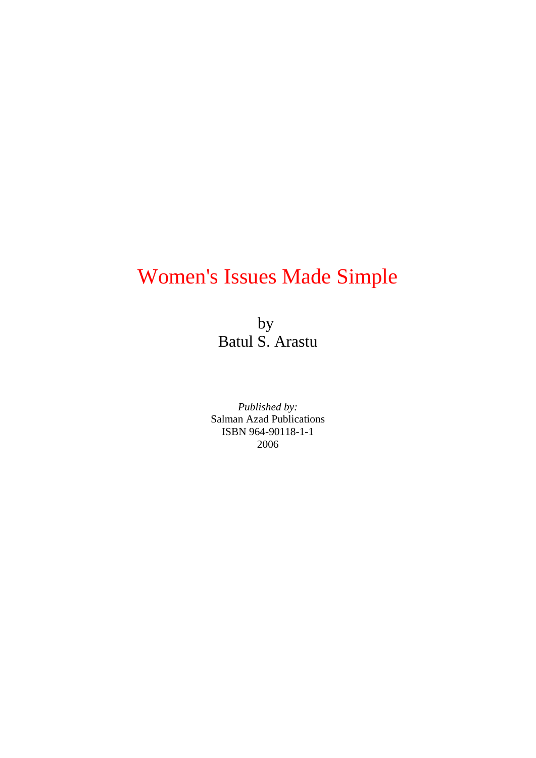# Women's Issues Made Simple

by
Batul S. Arastu

*Published by:*
Salman Azad Publications
ISBN 964-90118-1-1
2006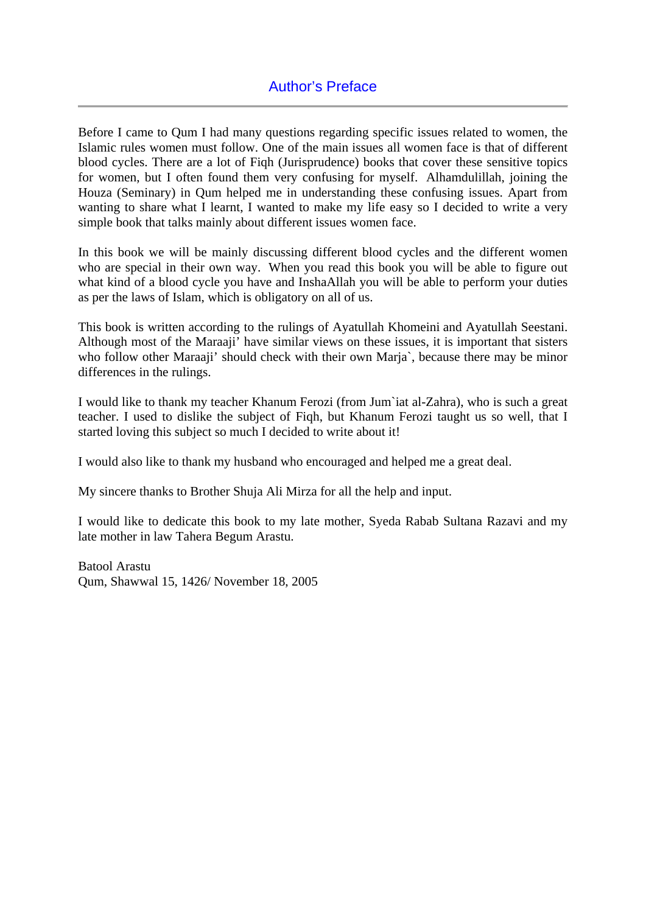## Author's Preface

Before I came to Qum I had many questions regarding specific issues related to women, the Islamic rules women must follow. One of the main issues all women face is that of different blood cycles. There are a lot of Fiqh (Jurisprudence) books that cover these sensitive topics for women, but I often found them very confusing for myself. Alhamdulillah, joining the Houza (Seminary) in Qum helped me in understanding these confusing issues. Apart from wanting to share what I learnt, I wanted to make my life easy so I decided to write a very simple book that talks mainly about different issues women face.

In this book we will be mainly discussing different blood cycles and the different women who are special in their own way. When you read this book you will be able to figure out what kind of a blood cycle you have and InshaAllah you will be able to perform your duties as per the laws of Islam, which is obligatory on all of us.

This book is written according to the rulings of Ayatullah Khomeini and Ayatullah Seestani. Although most of the Maraaji' have similar views on these issues, it is important that sisters who follow other Maraaji' should check with their own Marja`, because there may be minor differences in the rulings.

I would like to thank my teacher Khanum Ferozi (from Jum`iat al-Zahra), who is such a great teacher. I used to dislike the subject of Fiqh, but Khanum Ferozi taught us so well, that I started loving this subject so much I decided to write about it!

I would also like to thank my husband who encouraged and helped me a great deal.

My sincere thanks to Brother Shuja Ali Mirza for all the help and input.

I would like to dedicate this book to my late mother, Syeda Rabab Sultana Razavi and my late mother in law Tahera Begum Arastu.

Batool Arastu
Qum, Shawwal 15, 1426/ November 18, 2005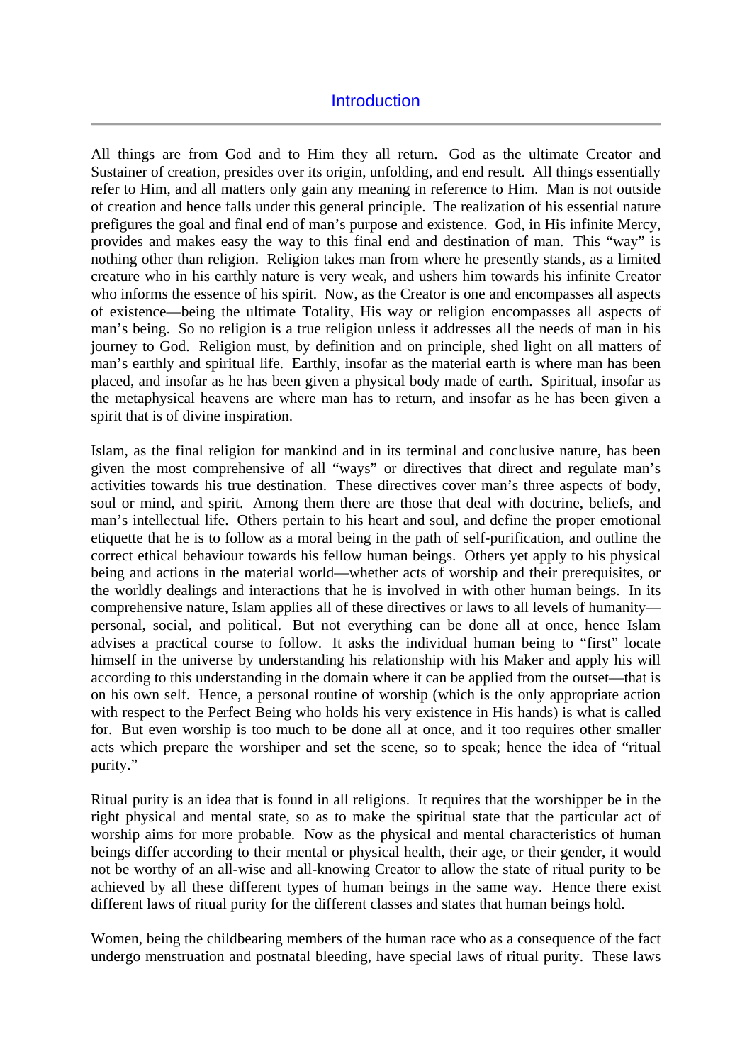## Introduction

All things are from God and to Him they all return. God as the ultimate Creator and Sustainer of creation, presides over its origin, unfolding, and end result. All things essentially refer to Him, and all matters only gain any meaning in reference to Him. Man is not outside of creation and hence falls under this general principle. The realization of his essential nature prefigures the goal and final end of man's purpose and existence. God, in His infinite Mercy, provides and makes easy the way to this final end and destination of man. This "way" is nothing other than religion. Religion takes man from where he presently stands, as a limited creature who in his earthly nature is very weak, and ushers him towards his infinite Creator who informs the essence of his spirit. Now, as the Creator is one and encompasses all aspects of existence—being the ultimate Totality, His way or religion encompasses all aspects of man's being. So no religion is a true religion unless it addresses all the needs of man in his journey to God. Religion must, by definition and on principle, shed light on all matters of man's earthly and spiritual life. Earthly, insofar as the material earth is where man has been placed, and insofar as he has been given a physical body made of earth. Spiritual, insofar as the metaphysical heavens are where man has to return, and insofar as he has been given a spirit that is of divine inspiration.

Islam, as the final religion for mankind and in its terminal and conclusive nature, has been given the most comprehensive of all "ways" or directives that direct and regulate man's activities towards his true destination. These directives cover man's three aspects of body, soul or mind, and spirit. Among them there are those that deal with doctrine, beliefs, and man's intellectual life. Others pertain to his heart and soul, and define the proper emotional etiquette that he is to follow as a moral being in the path of self-purification, and outline the correct ethical behaviour towards his fellow human beings. Others yet apply to his physical being and actions in the material world—whether acts of worship and their prerequisites, or the worldly dealings and interactions that he is involved in with other human beings. In its comprehensive nature, Islam applies all of these directives or laws to all levels of humanity—personal, social, and political. But not everything can be done all at once, hence Islam advises a practical course to follow. It asks the individual human being to "first" locate himself in the universe by understanding his relationship with his Maker and apply his will according to this understanding in the domain where it can be applied from the outset—that is on his own self. Hence, a personal routine of worship (which is the only appropriate action with respect to the Perfect Being who holds his very existence in His hands) is what is called for. But even worship is too much to be done all at once, and it too requires other smaller acts which prepare the worshiper and set the scene, so to speak; hence the idea of "ritual purity."

Ritual purity is an idea that is found in all religions. It requires that the worshipper be in the right physical and mental state, so as to make the spiritual state that the particular act of worship aims for more probable. Now as the physical and mental characteristics of human beings differ according to their mental or physical health, their age, or their gender, it would not be worthy of an all-wise and all-knowing Creator to allow the state of ritual purity to be achieved by all these different types of human beings in the same way. Hence there exist different laws of ritual purity for the different classes and states that human beings hold.

Women, being the childbearing members of the human race who as a consequence of the fact undergo menstruation and postnatal bleeding, have special laws of ritual purity. These laws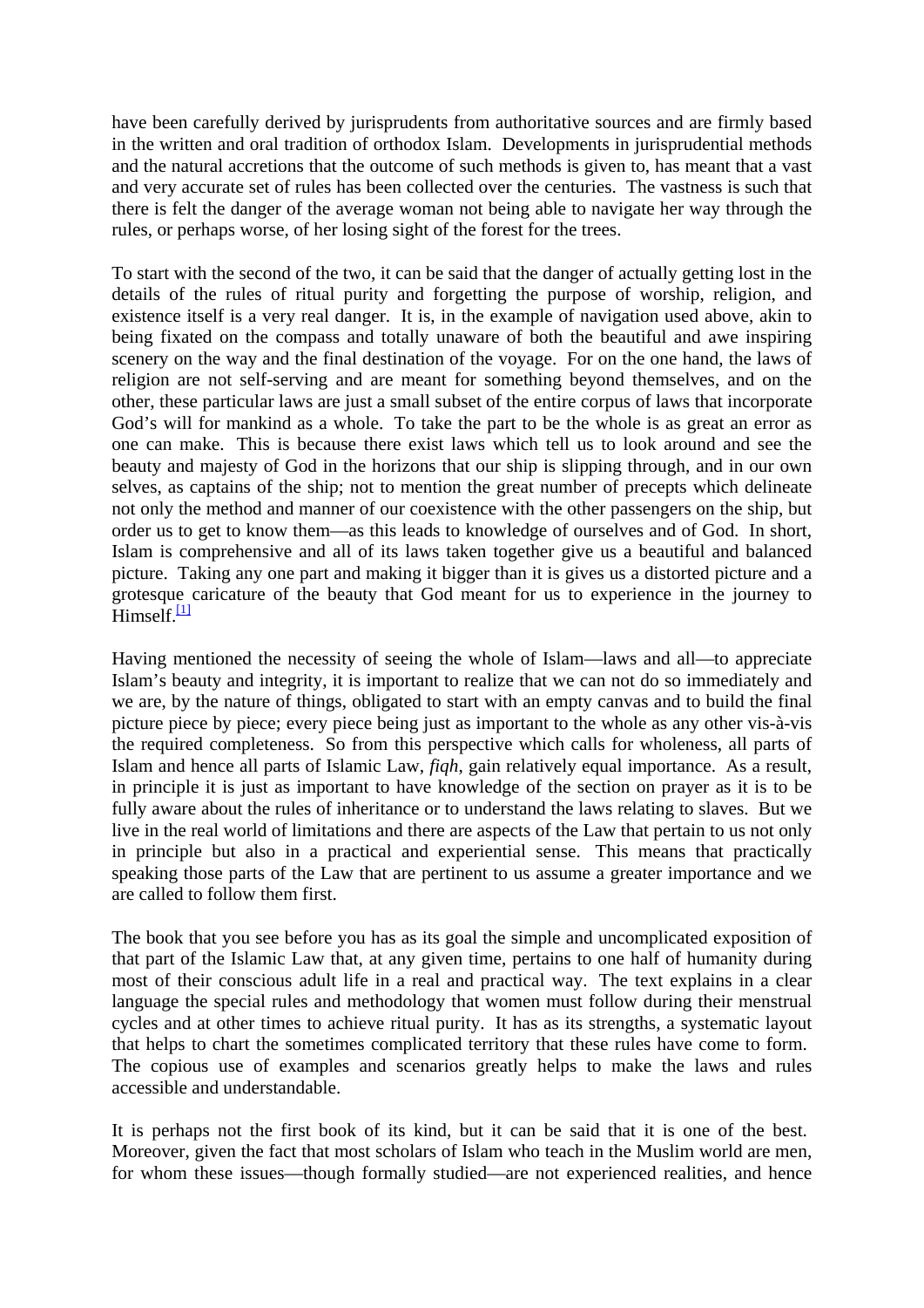have been carefully derived by jurisprudents from authoritative sources and are firmly based in the written and oral tradition of orthodox Islam. Developments in jurisprudential methods and the natural accretions that the outcome of such methods is given to, has meant that a vast and very accurate set of rules has been collected over the centuries. The vastness is such that there is felt the danger of the average woman not being able to navigate her way through the rules, or perhaps worse, of her losing sight of the forest for the trees.

To start with the second of the two, it can be said that the danger of actually getting lost in the details of the rules of ritual purity and forgetting the purpose of worship, religion, and existence itself is a very real danger. It is, in the example of navigation used above, akin to being fixated on the compass and totally unaware of both the beautiful and awe inspiring scenery on the way and the final destination of the voyage. For on the one hand, the laws of religion are not self-serving and are meant for something beyond themselves, and on the other, these particular laws are just a small subset of the entire corpus of laws that incorporate God's will for mankind as a whole. To take the part to be the whole is as great an error as one can make. This is because there exist laws which tell us to look around and see the beauty and majesty of God in the horizons that our ship is slipping through, and in our own selves, as captains of the ship; not to mention the great number of precepts which delineate not only the method and manner of our coexistence with the other passengers on the ship, but order us to get to know them—as this leads to knowledge of ourselves and of God. In short, Islam is comprehensive and all of its laws taken together give us a beautiful and balanced picture. Taking any one part and making it bigger than it is gives us a distorted picture and a grotesque caricature of the beauty that God meant for us to experience in the journey to Himself.[1]

Having mentioned the necessity of seeing the whole of Islam—laws and all—to appreciate Islam's beauty and integrity, it is important to realize that we can not do so immediately and we are, by the nature of things, obligated to start with an empty canvas and to build the final picture piece by piece; every piece being just as important to the whole as any other vis-à-vis the required completeness. So from this perspective which calls for wholeness, all parts of Islam and hence all parts of Islamic Law, *fiqh*, gain relatively equal importance. As a result, in principle it is just as important to have knowledge of the section on prayer as it is to be fully aware about the rules of inheritance or to understand the laws relating to slaves. But we live in the real world of limitations and there are aspects of the Law that pertain to us not only in principle but also in a practical and experiential sense. This means that practically speaking those parts of the Law that are pertinent to us assume a greater importance and we are called to follow them first.

The book that you see before you has as its goal the simple and uncomplicated exposition of that part of the Islamic Law that, at any given time, pertains to one half of humanity during most of their conscious adult life in a real and practical way. The text explains in a clear language the special rules and methodology that women must follow during their menstrual cycles and at other times to achieve ritual purity. It has as its strengths, a systematic layout that helps to chart the sometimes complicated territory that these rules have come to form. The copious use of examples and scenarios greatly helps to make the laws and rules accessible and understandable.

It is perhaps not the first book of its kind, but it can be said that it is one of the best. Moreover, given the fact that most scholars of Islam who teach in the Muslim world are men, for whom these issues—though formally studied—are not experienced realities, and hence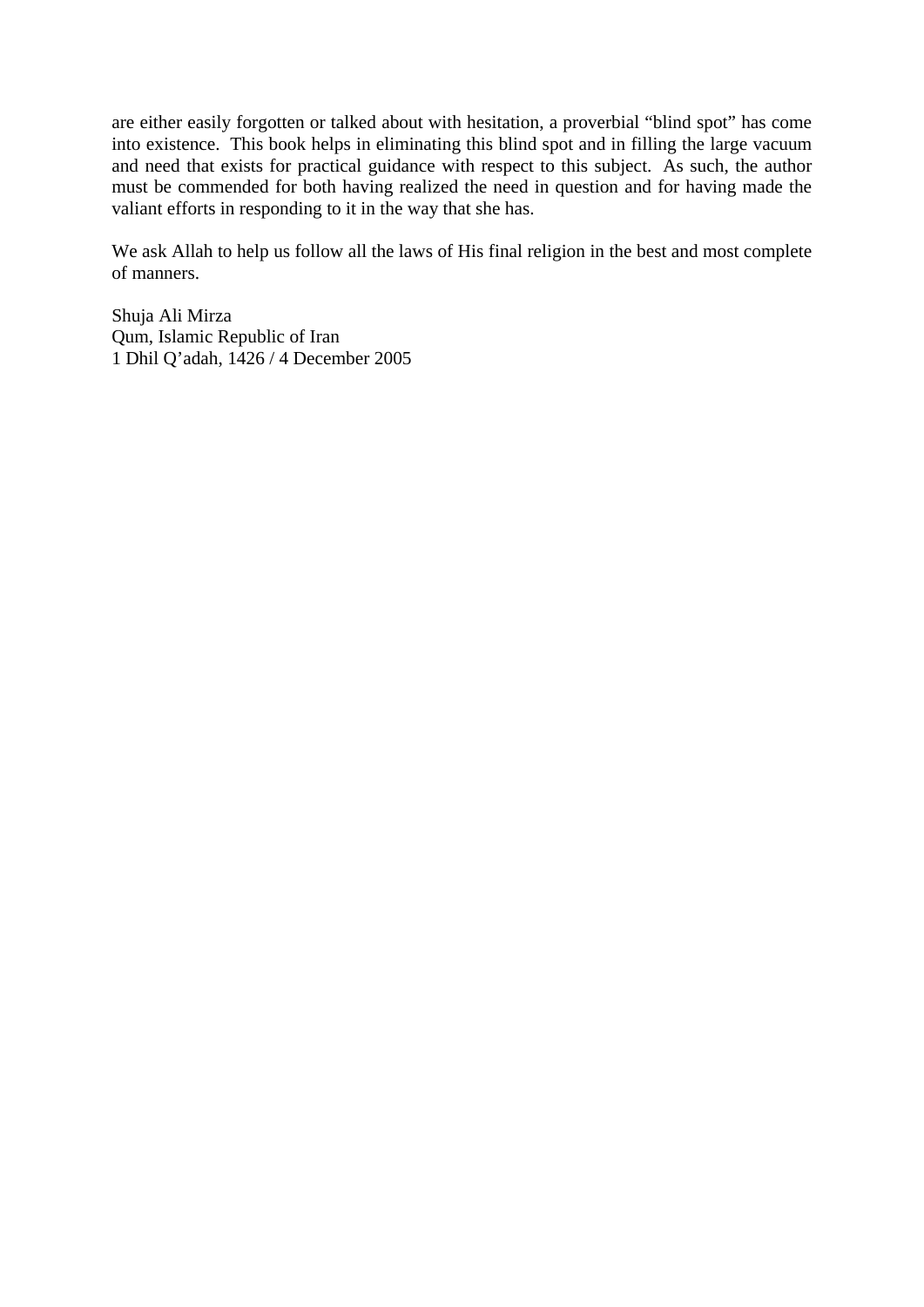are either easily forgotten or talked about with hesitation, a proverbial "blind spot" has come into existence. This book helps in eliminating this blind spot and in filling the large vacuum and need that exists for practical guidance with respect to this subject. As such, the author must be commended for both having realized the need in question and for having made the valiant efforts in responding to it in the way that she has.

We ask Allah to help us follow all the laws of His final religion in the best and most complete of manners.

Shuja Ali Mirza
Qum, Islamic Republic of Iran
1 Dhil Q'adah, 1426 / 4 December 2005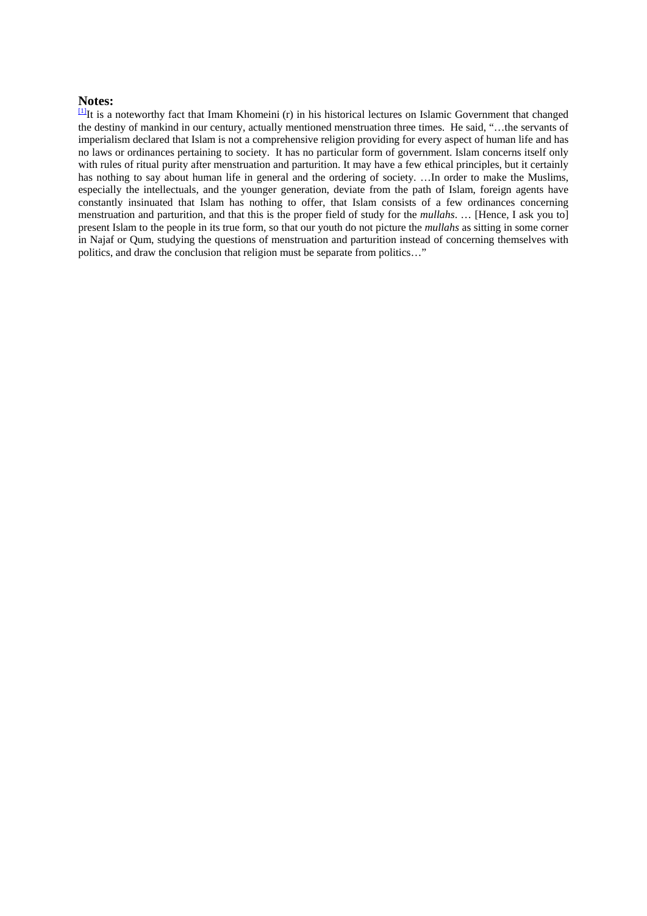**Notes:**

[1]It is a noteworthy fact that Imam Khomeini (r) in his historical lectures on Islamic Government that changed the destiny of mankind in our century, actually mentioned menstruation three times. He said, "…the servants of imperialism declared that Islam is not a comprehensive religion providing for every aspect of human life and has no laws or ordinances pertaining to society. It has no particular form of government. Islam concerns itself only with rules of ritual purity after menstruation and parturition. It may have a few ethical principles, but it certainly has nothing to say about human life in general and the ordering of society. …In order to make the Muslims, especially the intellectuals, and the younger generation, deviate from the path of Islam, foreign agents have constantly insinuated that Islam has nothing to offer, that Islam consists of a few ordinances concerning menstruation and parturition, and that this is the proper field of study for the *mullahs*. … [Hence, I ask you to] present Islam to the people in its true form, so that our youth do not picture the *mullahs* as sitting in some corner in Najaf or Qum, studying the questions of menstruation and parturition instead of concerning themselves with politics, and draw the conclusion that religion must be separate from politics…"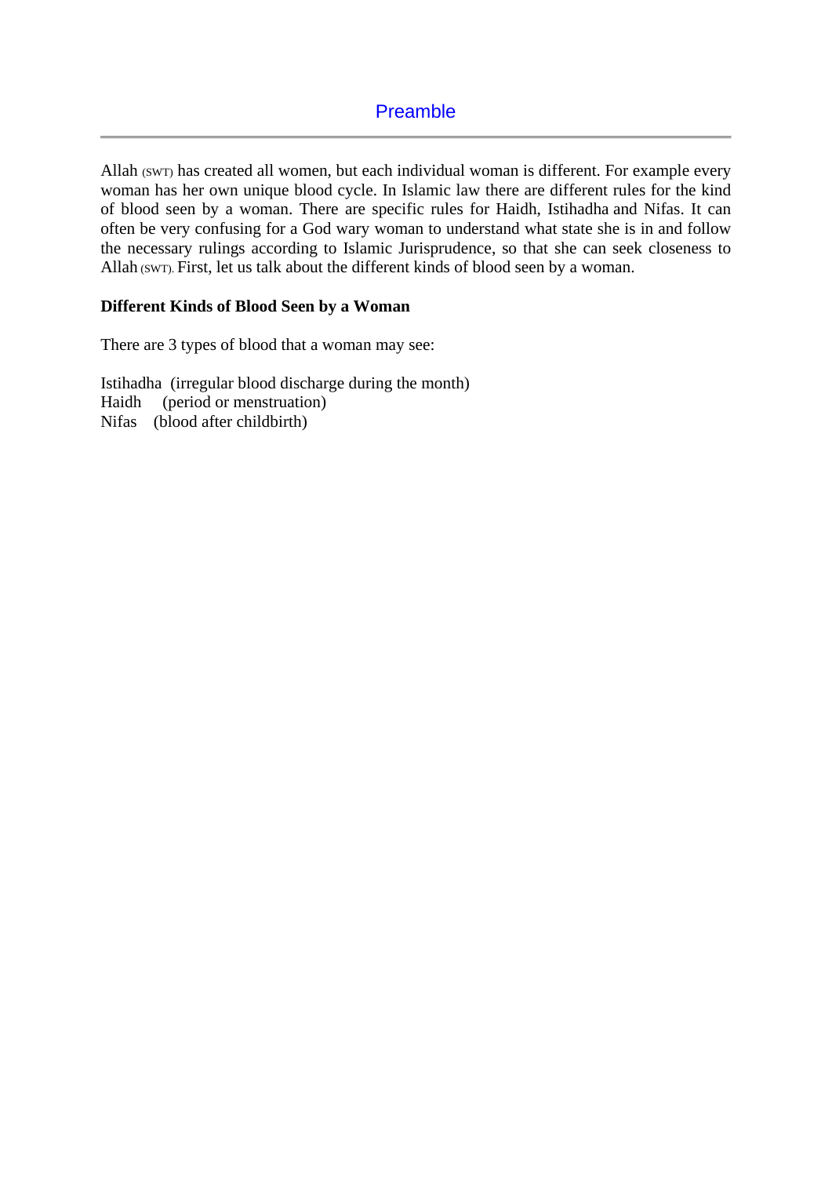# Preamble

Allah (SWT) has created all women, but each individual woman is different. For example every woman has her own unique blood cycle. In Islamic law there are different rules for the kind of blood seen by a woman. There are specific rules for Haidh, Istihadha and Nifas. It can often be very confusing for a God wary woman to understand what state she is in and follow the necessary rulings according to Islamic Jurisprudence, so that she can seek closeness to Allah (SWT). First, let us talk about the different kinds of blood seen by a woman.

**Different Kinds of Blood Seen by a Woman**

There are 3 types of blood that a woman may see:

Istihadha (irregular blood discharge during the month)
Haidh (period or menstruation)
Nifas (blood after childbirth)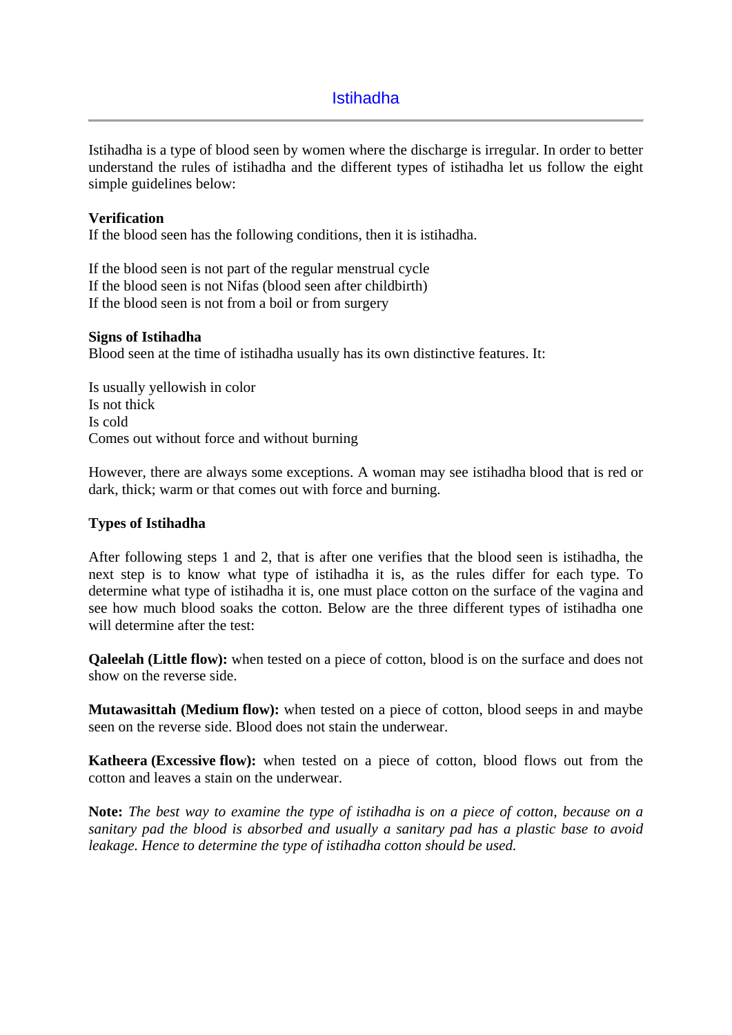# Istihadha

Istihadha is a type of blood seen by women where the discharge is irregular. In order to better understand the rules of istihadha and the different types of istihadha let us follow the eight simple guidelines below:

**Verification**
If the blood seen has the following conditions, then it is istihadha.

If the blood seen is not part of the regular menstrual cycle
If the blood seen is not Nifas (blood seen after childbirth)
If the blood seen is not from a boil or from surgery

**Signs of Istihadha**
Blood seen at the time of istihadha usually has its own distinctive features. It:

Is usually yellowish in color
Is not thick
Is cold
Comes out without force and without burning

However, there are always some exceptions. A woman may see istihadha blood that is red or dark, thick; warm or that comes out with force and burning.

**Types of Istihadha**

After following steps 1 and 2, that is after one verifies that the blood seen is istihadha, the next step is to know what type of istihadha it is, as the rules differ for each type. To determine what type of istihadha it is, one must place cotton on the surface of the vagina and see how much blood soaks the cotton. Below are the three different types of istihadha one will determine after the test:

**Qaleelah (Little flow):** when tested on a piece of cotton, blood is on the surface and does not show on the reverse side.

**Mutawasittah (Medium flow):** when tested on a piece of cotton, blood seeps in and maybe seen on the reverse side. Blood does not stain the underwear.

**Katheera (Excessive flow):** when tested on a piece of cotton, blood flows out from the cotton and leaves a stain on the underwear.

**Note:** *The best way to examine the type of istihadha is on a piece of cotton, because on a sanitary pad the blood is absorbed and usually a sanitary pad has a plastic base to avoid leakage. Hence to determine the type of istihadha cotton should be used.*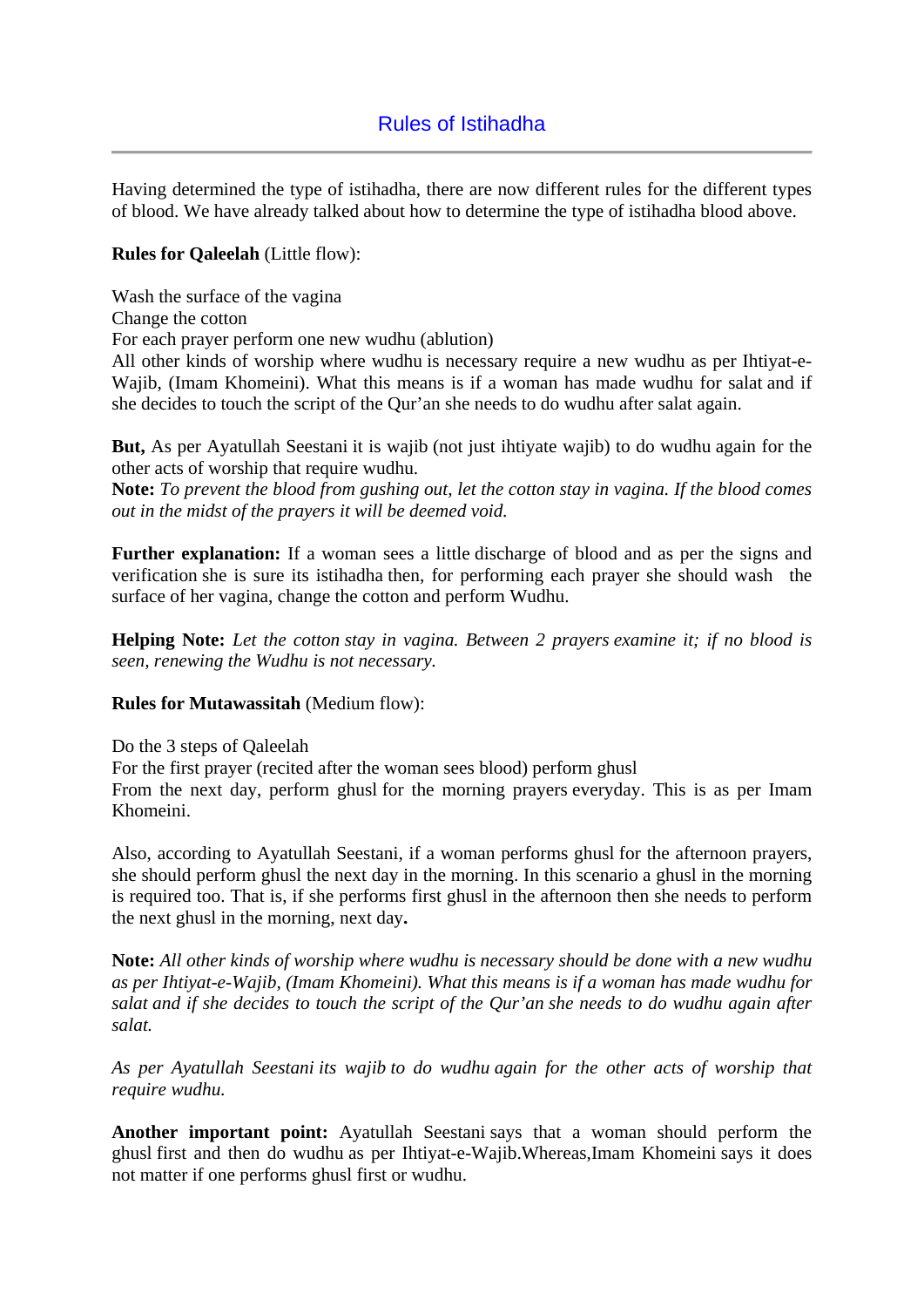## Rules of Istihadha

Having determined the type of istihadha, there are now different rules for the different types of blood. We have already talked about how to determine the type of istihadha blood above.

**Rules for Qaleelah** (Little flow):

Wash the surface of the vagina
Change the cotton
For each prayer perform one new wudhu (ablution)
All other kinds of worship where wudhu is necessary require a new wudhu as per Ihtiyat-e-Wajib, (Imam Khomeini). What this means is if a woman has made wudhu for salat and if she decides to touch the script of the Qur'an she needs to do wudhu after salat again.

**But,** As per Ayatullah Seestani it is wajib (not just ihtiyate wajib) to do wudhu again for the other acts of worship that require wudhu.
**Note:** *To prevent the blood from gushing out, let the cotton stay in vagina. If the blood comes out in the midst of the prayers it will be deemed void.*

**Further explanation:** If a woman sees a little discharge of blood and as per the signs and verification she is sure its istihadha then, for performing each prayer she should wash the surface of her vagina, change the cotton and perform Wudhu.

**Helping Note:** *Let the cotton stay in vagina. Between 2 prayers examine it; if no blood is seen, renewing the Wudhu is not necessary.*

**Rules for Mutawassitah** (Medium flow):

Do the 3 steps of Qaleelah
For the first prayer (recited after the woman sees blood) perform ghusl
From the next day, perform ghusl for the morning prayers everyday. This is as per Imam Khomeini.

Also, according to Ayatullah Seestani, if a woman performs ghusl for the afternoon prayers, she should perform ghusl the next day in the morning. In this scenario a ghusl in the morning is required too. That is, if she performs first ghusl in the afternoon then she needs to perform the next ghusl in the morning, next day**.**

**Note:** *All other kinds of worship where wudhu is necessary should be done with a new wudhu as per Ihtiyat-e-Wajib, (Imam Khomeini). What this means is if a woman has made wudhu for salat and if she decides to touch the script of the Qur'an she needs to do wudhu again after salat.*

*As per Ayatullah Seestani its wajib to do wudhu again for the other acts of worship that require wudhu.*

**Another important point:** Ayatullah Seestani says that a woman should perform the ghusl first and then do wudhu as per Ihtiyat-e-Wajib.Whereas,Imam Khomeini says it does not matter if one performs ghusl first or wudhu.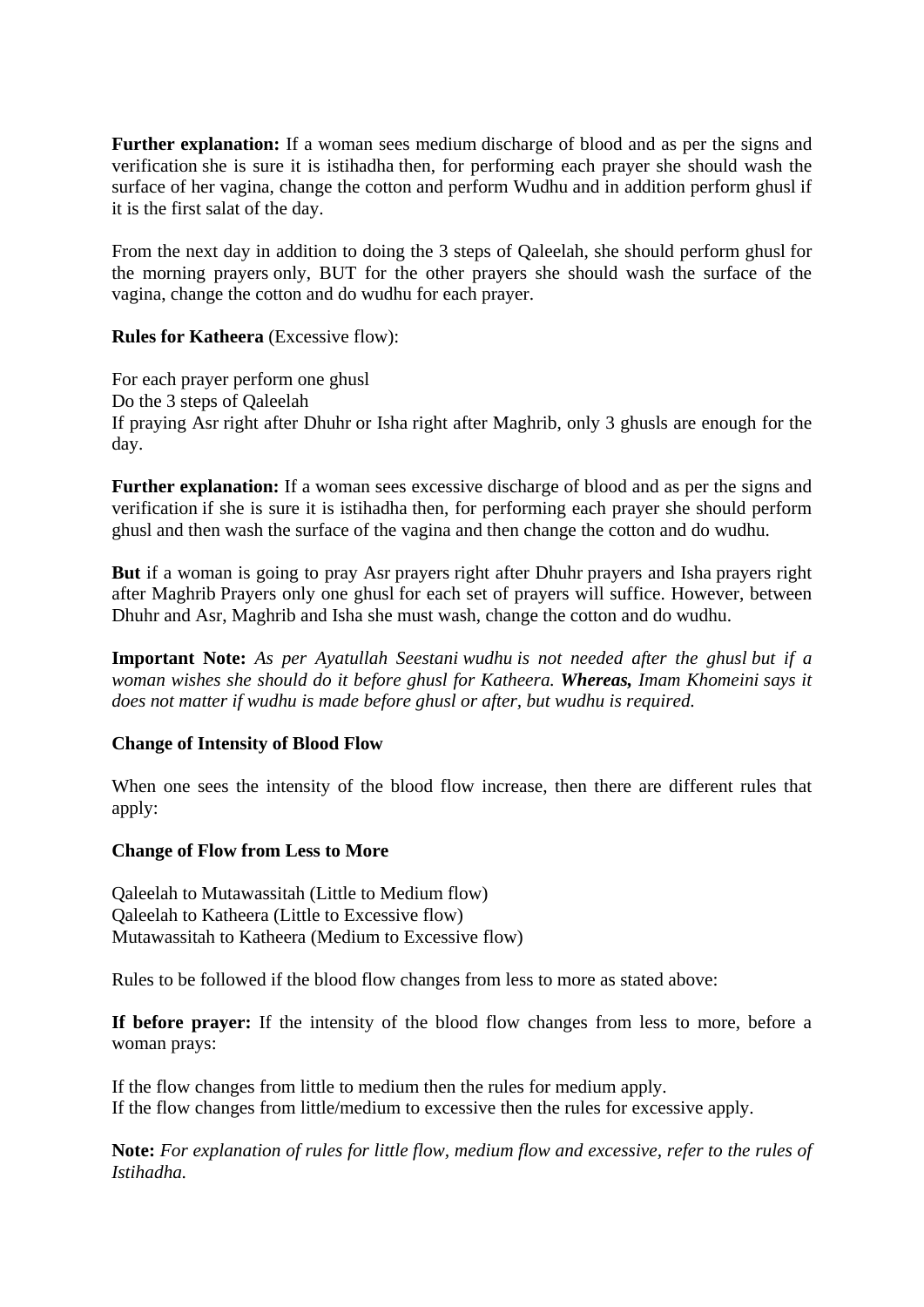**Further explanation:** If a woman sees medium discharge of blood and as per the signs and verification she is sure it is istihadha then, for performing each prayer she should wash the surface of her vagina, change the cotton and perform Wudhu and in addition perform ghusl if it is the first salat of the day.

From the next day in addition to doing the 3 steps of Qaleelah, she should perform ghusl for the morning prayers only, BUT for the other prayers she should wash the surface of the vagina, change the cotton and do wudhu for each prayer.

**Rules for Katheera** (Excessive flow):

For each prayer perform one ghusl
Do the 3 steps of Qaleelah
If praying Asr right after Dhuhr or Isha right after Maghrib, only 3 ghusls are enough for the day.

**Further explanation:** If a woman sees excessive discharge of blood and as per the signs and verification if she is sure it is istihadha then, for performing each prayer she should perform ghusl and then wash the surface of the vagina and then change the cotton and do wudhu.

**But** if a woman is going to pray Asr prayers right after Dhuhr prayers and Isha prayers right after Maghrib Prayers only one ghusl for each set of prayers will suffice. However, between Dhuhr and Asr, Maghrib and Isha she must wash, change the cotton and do wudhu.

**Important Note:** *As per Ayatullah Seestani wudhu is not needed after the ghusl but if a woman wishes she should do it before ghusl for Katheera.* ***Whereas,*** *Imam Khomeini says it does not matter if wudhu is made before ghusl or after, but wudhu is required.*

**Change of Intensity of Blood Flow**

When one sees the intensity of the blood flow increase, then there are different rules that apply:

**Change of Flow from Less to More**

Qaleelah to Mutawassitah (Little to Medium flow)
Qaleelah to Katheera (Little to Excessive flow)
Mutawassitah to Katheera (Medium to Excessive flow)

Rules to be followed if the blood flow changes from less to more as stated above:

**If before prayer:** If the intensity of the blood flow changes from less to more, before a woman prays:

If the flow changes from little to medium then the rules for medium apply.
If the flow changes from little/medium to excessive then the rules for excessive apply.

**Note:** *For explanation of rules for little flow, medium flow and excessive, refer to the rules of Istihadha.*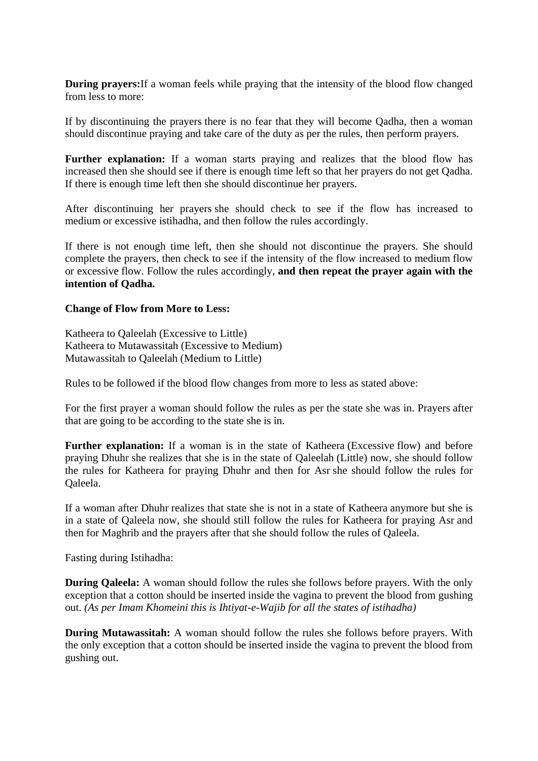**During prayers:**If a woman feels while praying that the intensity of the blood flow changed from less to more:

If by discontinuing the prayers there is no fear that they will become Qadha, then a woman should discontinue praying and take care of the duty as per the rules, then perform prayers.

**Further explanation:** If a woman starts praying and realizes that the blood flow has increased then she should see if there is enough time left so that her prayers do not get Qadha. If there is enough time left then she should discontinue her prayers.

After discontinuing her prayers she should check to see if the flow has increased to medium or excessive istihadha, and then follow the rules accordingly.

If there is not enough time left, then she should not discontinue the prayers. She should complete the prayers, then check to see if the intensity of the flow increased to medium flow or excessive flow. Follow the rules accordingly, **and then repeat the prayer again with the intention of Qadha.**

**Change of Flow from More to Less:**

Katheera to Qaleelah (Excessive to Little)
Katheera to Mutawassitah (Excessive to Medium)
Mutawassitah to Qaleelah (Medium to Little)

Rules to be followed if the blood flow changes from more to less as stated above:

For the first prayer a woman should follow the rules as per the state she was in. Prayers after that are going to be according to the state she is in.

**Further explanation:** If a woman is in the state of Katheera (Excessive flow) and before praying Dhuhr she realizes that she is in the state of Qaleelah (Little) now, she should follow the rules for Katheera for praying Dhuhr and then for Asr she should follow the rules for Qaleela.

If a woman after Dhuhr realizes that state she is not in a state of Katheera anymore but she is in a state of Qaleela now, she should still follow the rules for Katheera for praying Asr and then for Maghrib and the prayers after that she should follow the rules of Qaleela.

Fasting during Istihadha:

**During Qaleela:** A woman should follow the rules she follows before prayers. With the only exception that a cotton should be inserted inside the vagina to prevent the blood from gushing out. *(As per Imam Khomeini this is Ihtiyat-e-Wajib for all the states of istihadha)*

**During Mutawassitah:** A woman should follow the rules she follows before prayers. With the only exception that a cotton should be inserted inside the vagina to prevent the blood from gushing out.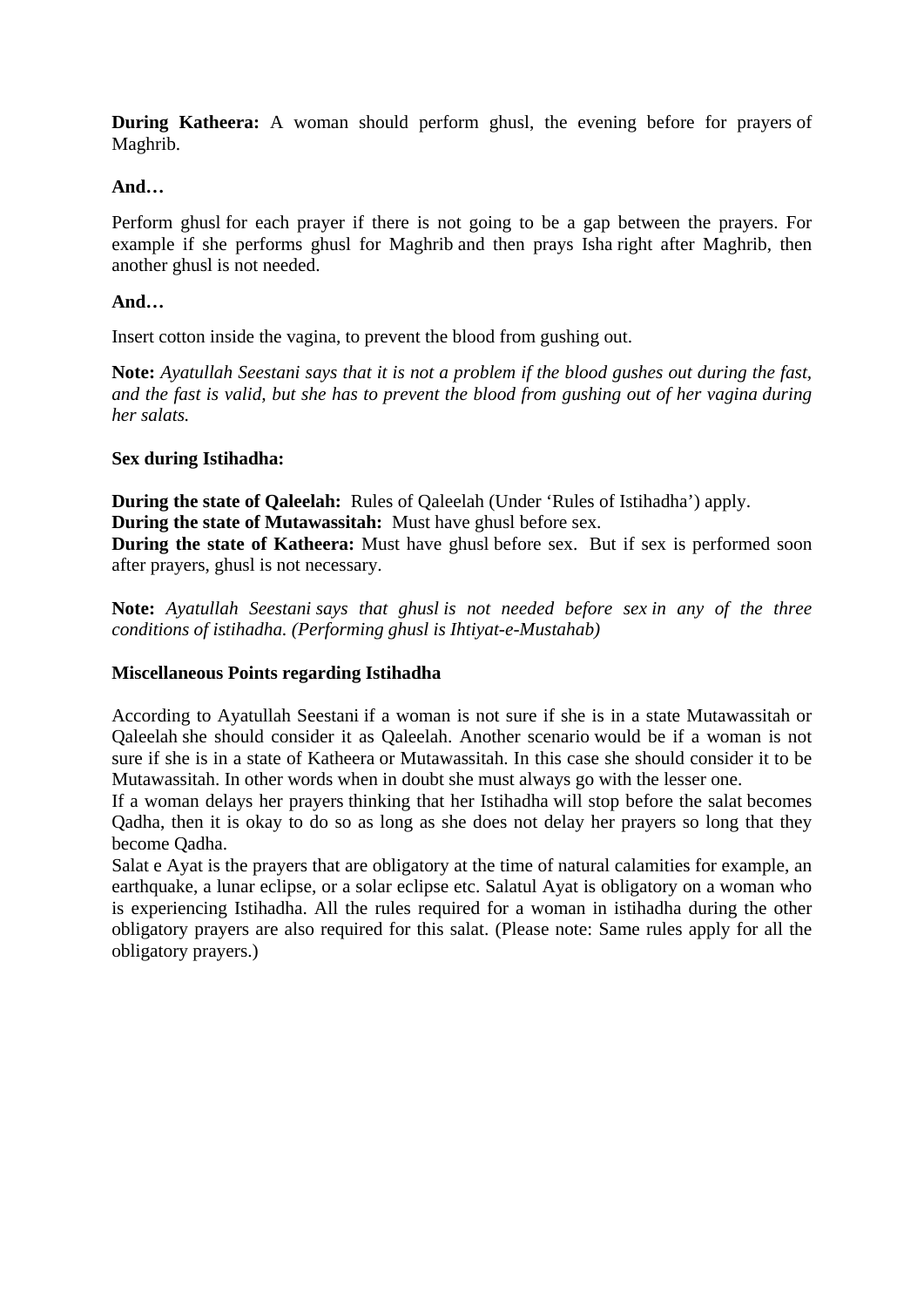**During Katheera:** A woman should perform ghusl, the evening before for prayers of Maghrib.

**And…**

Perform ghusl for each prayer if there is not going to be a gap between the prayers. For example if she performs ghusl for Maghrib and then prays Isha right after Maghrib, then another ghusl is not needed.

**And…**

Insert cotton inside the vagina, to prevent the blood from gushing out.

**Note:** *Ayatullah Seestani says that it is not a problem if the blood gushes out during the fast, and the fast is valid, but she has to prevent the blood from gushing out of her vagina during her salats.*

**Sex during Istihadha:**

**During the state of Qaleelah:** Rules of Qaleelah (Under 'Rules of Istihadha') apply.
**During the state of Mutawassitah:** Must have ghusl before sex.
**During the state of Katheera:** Must have ghusl before sex. But if sex is performed soon after prayers, ghusl is not necessary.

**Note:** *Ayatullah Seestani says that ghusl is not needed before sex in any of the three conditions of istihadha. (Performing ghusl is Ihtiyat-e-Mustahab)*

**Miscellaneous Points regarding Istihadha**

According to Ayatullah Seestani if a woman is not sure if she is in a state Mutawassitah or Qaleelah she should consider it as Qaleelah. Another scenario would be if a woman is not sure if she is in a state of Katheera or Mutawassitah. In this case she should consider it to be Mutawassitah. In other words when in doubt she must always go with the lesser one.
If a woman delays her prayers thinking that her Istihadha will stop before the salat becomes Qadha, then it is okay to do so as long as she does not delay her prayers so long that they become Qadha.
Salat e Ayat is the prayers that are obligatory at the time of natural calamities for example, an earthquake, a lunar eclipse, or a solar eclipse etc. Salatul Ayat is obligatory on a woman who is experiencing Istihadha. All the rules required for a woman in istihadha during the other obligatory prayers are also required for this salat. (Please note: Same rules apply for all the obligatory prayers.)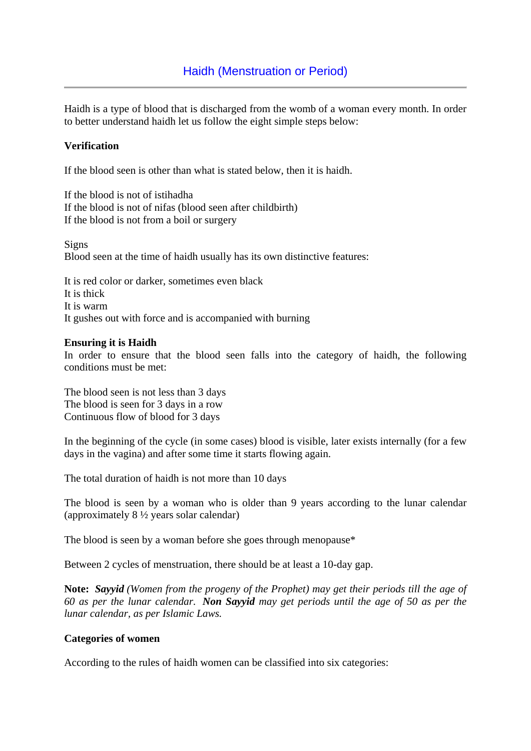## Haidh (Menstruation or Period)

Haidh is a type of blood that is discharged from the womb of a woman every month. In order to better understand haidh let us follow the eight simple steps below:

**Verification**

If the blood seen is other than what is stated below, then it is haidh.

If the blood is not of istihadha
If the blood is not of nifas (blood seen after childbirth)
If the blood is not from a boil or surgery

Signs
Blood seen at the time of haidh usually has its own distinctive features:

It is red color or darker, sometimes even black
It is thick
It is warm
It gushes out with force and is accompanied with burning

**Ensuring it is Haidh**
In order to ensure that the blood seen falls into the category of haidh, the following conditions must be met:

The blood seen is not less than 3 days
The blood is seen for 3 days in a row
Continuous flow of blood for 3 days

In the beginning of the cycle (in some cases) blood is visible, later exists internally (for a few days in the vagina) and after some time it starts flowing again.

The total duration of haidh is not more than 10 days

The blood is seen by a woman who is older than 9 years according to the lunar calendar (approximately 8 ½ years solar calendar)

The blood is seen by a woman before she goes through menopause*

Between 2 cycles of menstruation, there should be at least a 10-day gap.

**Note:** ***Sayyid*** *(Women from the progeny of the Prophet) may get their periods till the age of 60 as per the lunar calendar.* ***Non Sayyid*** *may get periods until the age of 50 as per the lunar calendar, as per Islamic Laws.*

**Categories of women**

According to the rules of haidh women can be classified into six categories: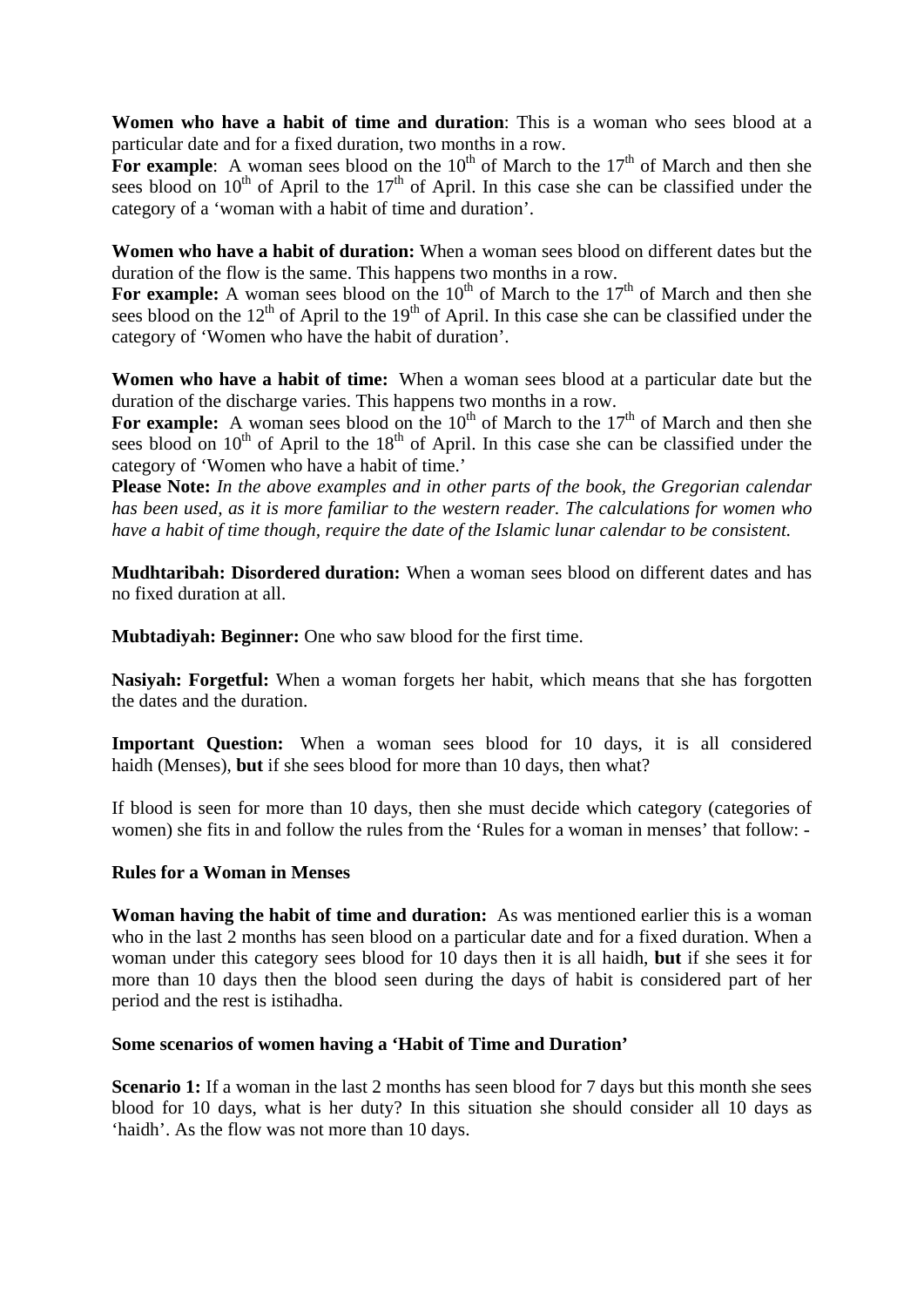**Women who have a habit of time and duration**: This is a woman who sees blood at a particular date and for a fixed duration, two months in a row.

**For example**: A woman sees blood on the 10th of March to the 17th of March and then she sees blood on 10th of April to the 17th of April. In this case she can be classified under the category of a 'woman with a habit of time and duration'.

**Women who have a habit of duration:** When a woman sees blood on different dates but the duration of the flow is the same. This happens two months in a row.

**For example:** A woman sees blood on the 10th of March to the 17th of March and then she sees blood on the 12th of April to the 19th of April. In this case she can be classified under the category of 'Women who have the habit of duration'.

**Women who have a habit of time:** When a woman sees blood at a particular date but the duration of the discharge varies. This happens two months in a row.

**For example:** A woman sees blood on the 10th of March to the 17th of March and then she sees blood on 10th of April to the 18th of April. In this case she can be classified under the category of 'Women who have a habit of time.'

**Please Note:** *In the above examples and in other parts of the book, the Gregorian calendar has been used, as it is more familiar to the western reader. The calculations for women who have a habit of time though, require the date of the Islamic lunar calendar to be consistent.*

**Mudhtaribah: Disordered duration:** When a woman sees blood on different dates and has no fixed duration at all.

**Mubtadiyah: Beginner:** One who saw blood for the first time.

**Nasiyah: Forgetful:** When a woman forgets her habit, which means that she has forgotten the dates and the duration.

**Important Question:** When a woman sees blood for 10 days, it is all considered haidh (Menses), **but** if she sees blood for more than 10 days, then what?

If blood is seen for more than 10 days, then she must decide which category (categories of women) she fits in and follow the rules from the 'Rules for a woman in menses' that follow: -

**Rules for a Woman in Menses**

**Woman having the habit of time and duration:** As was mentioned earlier this is a woman who in the last 2 months has seen blood on a particular date and for a fixed duration. When a woman under this category sees blood for 10 days then it is all haidh, **but** if she sees it for more than 10 days then the blood seen during the days of habit is considered part of her period and the rest is istihadha.

**Some scenarios of women having a 'Habit of Time and Duration'**

**Scenario 1:** If a woman in the last 2 months has seen blood for 7 days but this month she sees blood for 10 days, what is her duty? In this situation she should consider all 10 days as 'haidh'. As the flow was not more than 10 days.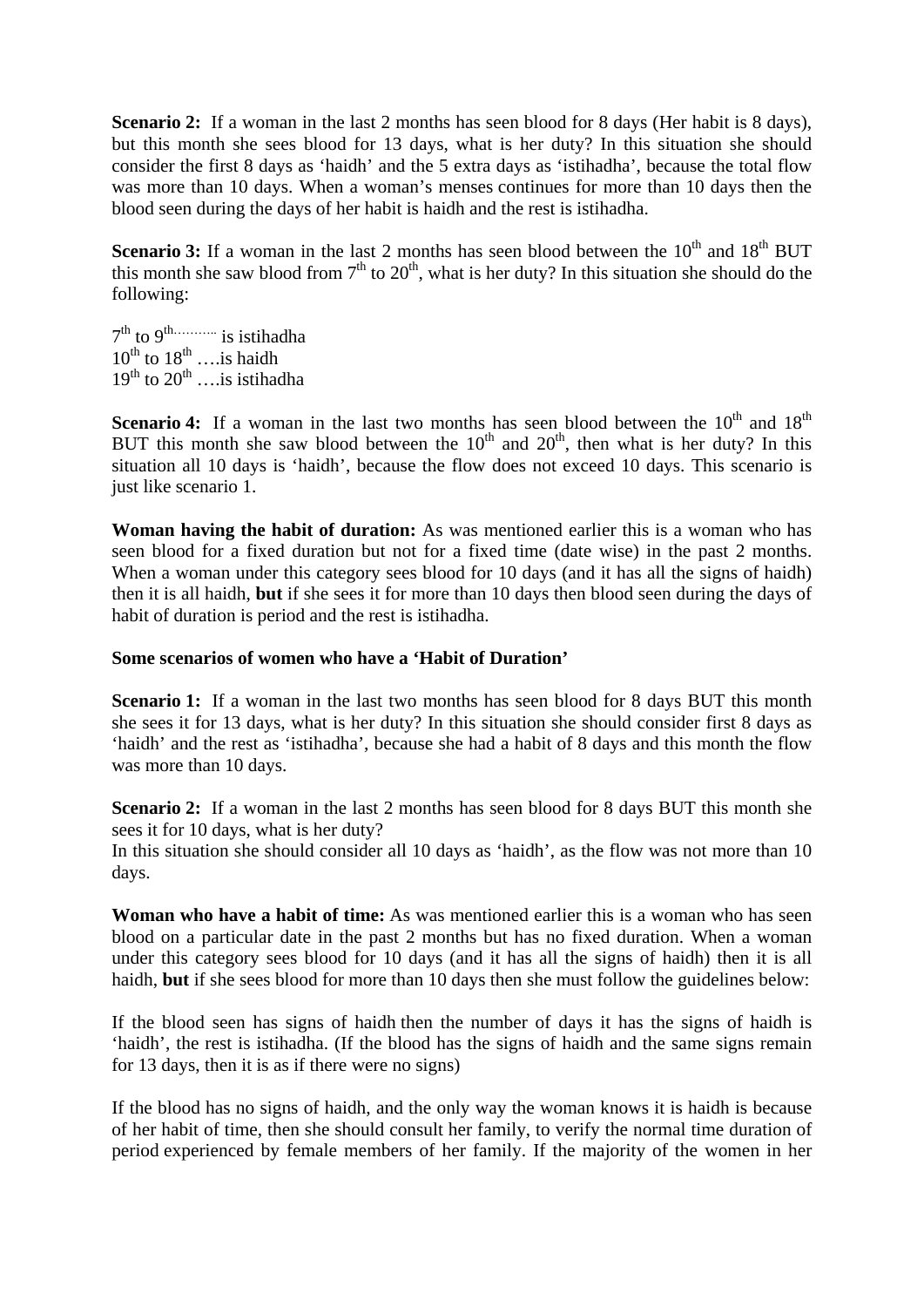**Scenario 2:** If a woman in the last 2 months has seen blood for 8 days (Her habit is 8 days), but this month she sees blood for 13 days, what is her duty? In this situation she should consider the first 8 days as 'haidh' and the 5 extra days as 'istihadha', because the total flow was more than 10 days. When a woman's menses continues for more than 10 days then the blood seen during the days of her habit is haidh and the rest is istihadha.

**Scenario 3:** If a woman in the last 2 months has seen blood between the 10th and 18th BUT this month she saw blood from 7th to 20th, what is her duty? In this situation she should do the following:

7th to 9th………. is istihadha
10th to 18th ….is haidh
19th to 20th ….is istihadha

**Scenario 4:** If a woman in the last two months has seen blood between the 10th and 18th BUT this month she saw blood between the 10th and 20th, then what is her duty? In this situation all 10 days is 'haidh', because the flow does not exceed 10 days. This scenario is just like scenario 1.

**Woman having the habit of duration:** As was mentioned earlier this is a woman who has seen blood for a fixed duration but not for a fixed time (date wise) in the past 2 months. When a woman under this category sees blood for 10 days (and it has all the signs of haidh) then it is all haidh, **but** if she sees it for more than 10 days then blood seen during the days of habit of duration is period and the rest is istihadha.

**Some scenarios of women who have a 'Habit of Duration'**

**Scenario 1:** If a woman in the last two months has seen blood for 8 days BUT this month she sees it for 13 days, what is her duty? In this situation she should consider first 8 days as 'haidh' and the rest as 'istihadha', because she had a habit of 8 days and this month the flow was more than 10 days.

**Scenario 2:** If a woman in the last 2 months has seen blood for 8 days BUT this month she sees it for 10 days, what is her duty?
In this situation she should consider all 10 days as 'haidh', as the flow was not more than 10 days.

**Woman who have a habit of time:** As was mentioned earlier this is a woman who has seen blood on a particular date in the past 2 months but has no fixed duration. When a woman under this category sees blood for 10 days (and it has all the signs of haidh) then it is all haidh, **but** if she sees blood for more than 10 days then she must follow the guidelines below:

If the blood seen has signs of haidh then the number of days it has the signs of haidh is 'haidh', the rest is istihadha. (If the blood has the signs of haidh and the same signs remain for 13 days, then it is as if there were no signs)

If the blood has no signs of haidh, and the only way the woman knows it is haidh is because of her habit of time, then she should consult her family, to verify the normal time duration of period experienced by female members of her family. If the majority of the women in her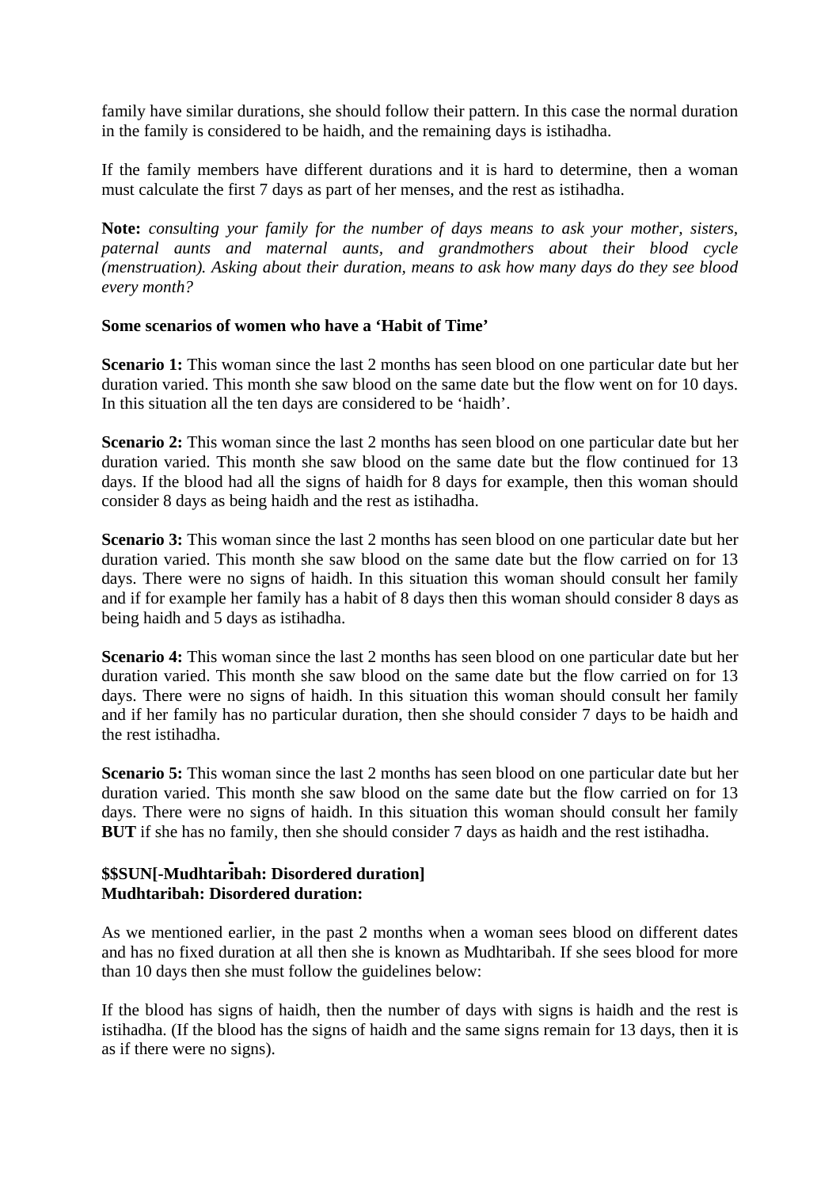family have similar durations, she should follow their pattern. In this case the normal duration in the family is considered to be haidh, and the remaining days is istihadha.

If the family members have different durations and it is hard to determine, then a woman must calculate the first 7 days as part of her menses, and the rest as istihadha.

**Note:** *consulting your family for the number of days means to ask your mother, sisters, paternal aunts and maternal aunts, and grandmothers about their blood cycle (menstruation). Asking about their duration, means to ask how many days do they see blood every month?*

**Some scenarios of women who have a 'Habit of Time'**

**Scenario 1:** This woman since the last 2 months has seen blood on one particular date but her duration varied. This month she saw blood on the same date but the flow went on for 10 days. In this situation all the ten days are considered to be 'haidh'.

**Scenario 2:** This woman since the last 2 months has seen blood on one particular date but her duration varied. This month she saw blood on the same date but the flow continued for 13 days. If the blood had all the signs of haidh for 8 days for example, then this woman should consider 8 days as being haidh and the rest as istihadha.

**Scenario 3:** This woman since the last 2 months has seen blood on one particular date but her duration varied. This month she saw blood on the same date but the flow carried on for 13 days. There were no signs of haidh. In this situation this woman should consult her family and if for example her family has a habit of 8 days then this woman should consider 8 days as being haidh and 5 days as istihadha.

**Scenario 4:** This woman since the last 2 months has seen blood on one particular date but her duration varied. This month she saw blood on the same date but the flow carried on for 13 days. There were no signs of haidh. In this situation this woman should consult her family and if her family has no particular duration, then she should consider 7 days to be haidh and the rest istihadha.

**Scenario 5:** This woman since the last 2 months has seen blood on one particular date but her duration varied. This month she saw blood on the same date but the flow carried on for 13 days. There were no signs of haidh. In this situation this woman should consult her family **BUT** if she has no family, then she should consider 7 days as haidh and the rest istihadha.

**$$SUN[-Mudhtaribah: Disordered duration]**
**Mudhtaribah: Disordered duration:**

As we mentioned earlier, in the past 2 months when a woman sees blood on different dates and has no fixed duration at all then she is known as Mudhtaribah. If she sees blood for more than 10 days then she must follow the guidelines below:

If the blood has signs of haidh, then the number of days with signs is haidh and the rest is istihadha. (If the blood has the signs of haidh and the same signs remain for 13 days, then it is as if there were no signs).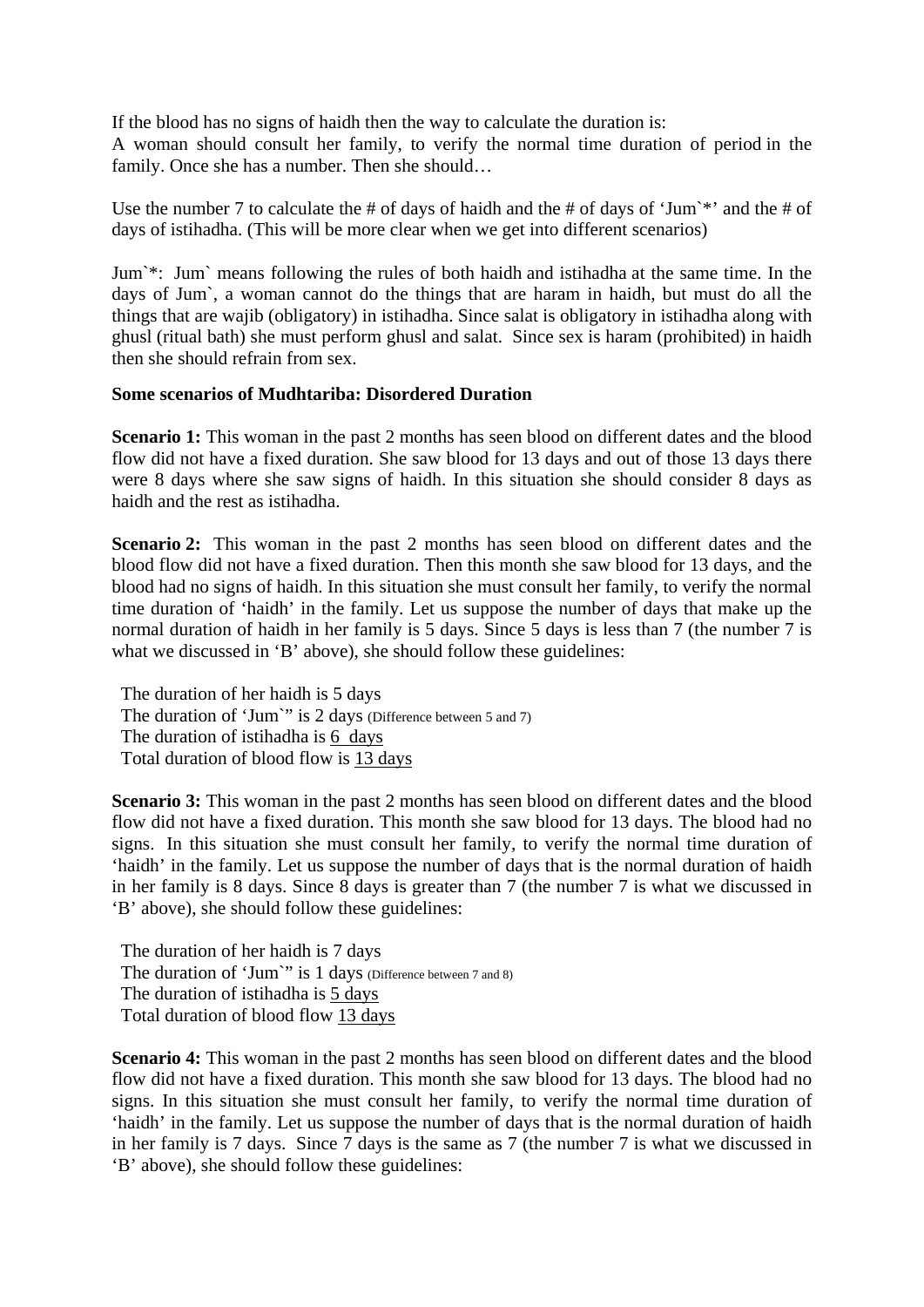If the blood has no signs of haidh then the way to calculate the duration is:
A woman should consult her family, to verify the normal time duration of period in the family. Once she has a number. Then she should…

Use the number 7 to calculate the # of days of haidh and the # of days of 'Jum`*' and the # of days of istihadha. (This will be more clear when we get into different scenarios)

Jum`*: Jum` means following the rules of both haidh and istihadha at the same time. In the days of Jum`, a woman cannot do the things that are haram in haidh, but must do all the things that are wajib (obligatory) in istihadha. Since salat is obligatory in istihadha along with ghusl (ritual bath) she must perform ghusl and salat. Since sex is haram (prohibited) in haidh then she should refrain from sex.

**Some scenarios of Mudhtariba: Disordered Duration**

**Scenario 1:** This woman in the past 2 months has seen blood on different dates and the blood flow did not have a fixed duration. She saw blood for 13 days and out of those 13 days there were 8 days where she saw signs of haidh. In this situation she should consider 8 days as haidh and the rest as istihadha.

**Scenario 2:** This woman in the past 2 months has seen blood on different dates and the blood flow did not have a fixed duration. Then this month she saw blood for 13 days, and the blood had no signs of haidh. In this situation she must consult her family, to verify the normal time duration of 'haidh' in the family. Let us suppose the number of days that make up the normal duration of haidh in her family is 5 days. Since 5 days is less than 7 (the number 7 is what we discussed in 'B' above), she should follow these guidelines:

The duration of her haidh is 5 days
The duration of 'Jum`' is 2 days (Difference between 5 and 7)
The duration of istihadha is 6 days
Total duration of blood flow is 13 days

**Scenario 3:** This woman in the past 2 months has seen blood on different dates and the blood flow did not have a fixed duration. This month she saw blood for 13 days. The blood had no signs. In this situation she must consult her family, to verify the normal time duration of 'haidh' in the family. Let us suppose the number of days that is the normal duration of haidh in her family is 8 days. Since 8 days is greater than 7 (the number 7 is what we discussed in 'B' above), she should follow these guidelines:

The duration of her haidh is 7 days
The duration of 'Jum`' is 1 days (Difference between 7 and 8)
The duration of istihadha is 5 days
Total duration of blood flow 13 days

**Scenario 4:** This woman in the past 2 months has seen blood on different dates and the blood flow did not have a fixed duration. This month she saw blood for 13 days. The blood had no signs. In this situation she must consult her family, to verify the normal time duration of 'haidh' in the family. Let us suppose the number of days that is the normal duration of haidh in her family is 7 days. Since 7 days is the same as 7 (the number 7 is what we discussed in 'B' above), she should follow these guidelines: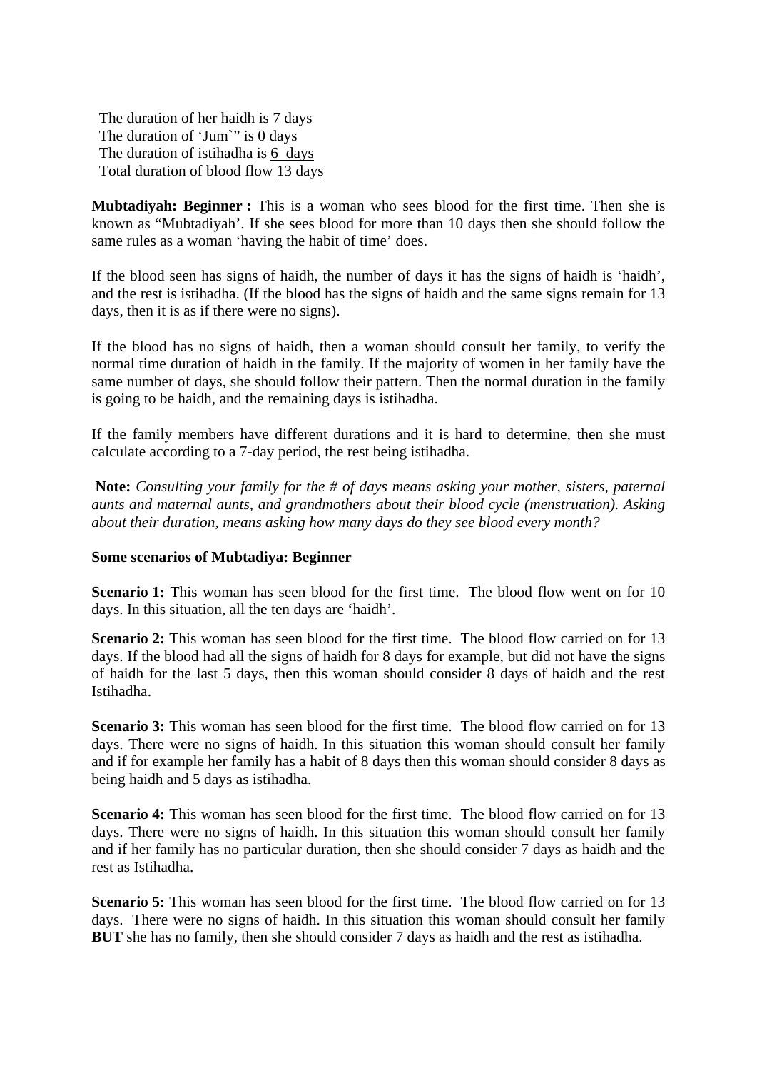The duration of her haidh is 7 days
The duration of 'Jum`" is 0 days
The duration of istihadha is 6 days
Total duration of blood flow 13 days

**Mubtadiyah: Beginner :** This is a woman who sees blood for the first time. Then she is known as "Mubtadiyah'. If she sees blood for more than 10 days then she should follow the same rules as a woman 'having the habit of time' does.

If the blood seen has signs of haidh, the number of days it has the signs of haidh is 'haidh', and the rest is istihadha. (If the blood has the signs of haidh and the same signs remain for 13 days, then it is as if there were no signs).

If the blood has no signs of haidh, then a woman should consult her family, to verify the normal time duration of haidh in the family. If the majority of women in her family have the same number of days, she should follow their pattern. Then the normal duration in the family is going to be haidh, and the remaining days is istihadha.

If the family members have different durations and it is hard to determine, then she must calculate according to a 7-day period, the rest being istihadha.

**Note:** *Consulting your family for the # of days means asking your mother, sisters, paternal aunts and maternal aunts, and grandmothers about their blood cycle (menstruation). Asking about their duration, means asking how many days do they see blood every month?*

**Some scenarios of Mubtadiya: Beginner**

**Scenario 1:** This woman has seen blood for the first time. The blood flow went on for 10 days. In this situation, all the ten days are 'haidh'.

**Scenario 2:** This woman has seen blood for the first time. The blood flow carried on for 13 days. If the blood had all the signs of haidh for 8 days for example, but did not have the signs of haidh for the last 5 days, then this woman should consider 8 days of haidh and the rest Istihadha.

**Scenario 3:** This woman has seen blood for the first time. The blood flow carried on for 13 days. There were no signs of haidh. In this situation this woman should consult her family and if for example her family has a habit of 8 days then this woman should consider 8 days as being haidh and 5 days as istihadha.

**Scenario 4:** This woman has seen blood for the first time. The blood flow carried on for 13 days. There were no signs of haidh. In this situation this woman should consult her family and if her family has no particular duration, then she should consider 7 days as haidh and the rest as Istihadha.

**Scenario 5:** This woman has seen blood for the first time. The blood flow carried on for 13 days. There were no signs of haidh. In this situation this woman should consult her family **BUT** she has no family, then she should consider 7 days as haidh and the rest as istihadha.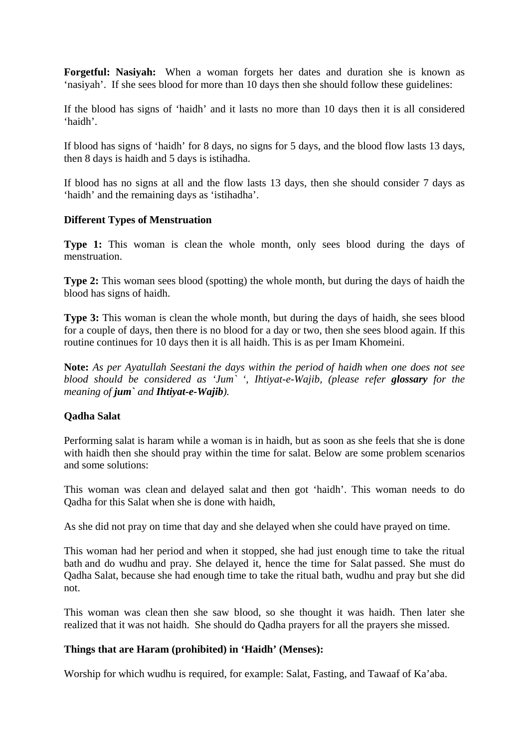**Forgetful: Nasiyah:** When a woman forgets her dates and duration she is known as 'nasiyah'. If she sees blood for more than 10 days then she should follow these guidelines:

If the blood has signs of 'haidh' and it lasts no more than 10 days then it is all considered 'haidh'.

If blood has signs of 'haidh' for 8 days, no signs for 5 days, and the blood flow lasts 13 days, then 8 days is haidh and 5 days is istihadha.

If blood has no signs at all and the flow lasts 13 days, then she should consider 7 days as 'haidh' and the remaining days as 'istihadha'.

**Different Types of Menstruation**

**Type 1:** This woman is clean the whole month, only sees blood during the days of menstruation.

**Type 2:** This woman sees blood (spotting) the whole month, but during the days of haidh the blood has signs of haidh.

**Type 3:** This woman is clean the whole month, but during the days of haidh, she sees blood for a couple of days, then there is no blood for a day or two, then she sees blood again. If this routine continues for 10 days then it is all haidh. This is as per Imam Khomeini.

**Note:** *As per Ayatullah Seestani the days within the period of haidh when one does not see blood should be considered as 'Jum` ', Ihtiyat-e-Wajib, (please refer **glossary** for the meaning of **jum`** and **Ihtiyat-e-Wajib**).*

**Qadha Salat**

Performing salat is haram while a woman is in haidh, but as soon as she feels that she is done with haidh then she should pray within the time for salat. Below are some problem scenarios and some solutions:

This woman was clean and delayed salat and then got 'haidh'. This woman needs to do Qadha for this Salat when she is done with haidh,

As she did not pray on time that day and she delayed when she could have prayed on time.

This woman had her period and when it stopped, she had just enough time to take the ritual bath and do wudhu and pray. She delayed it, hence the time for Salat passed. She must do Qadha Salat, because she had enough time to take the ritual bath, wudhu and pray but she did not.

This woman was clean then she saw blood, so she thought it was haidh. Then later she realized that it was not haidh. She should do Qadha prayers for all the prayers she missed.

**Things that are Haram (prohibited) in 'Haidh' (Menses):**

Worship for which wudhu is required, for example: Salat, Fasting, and Tawaaf of Ka'aba.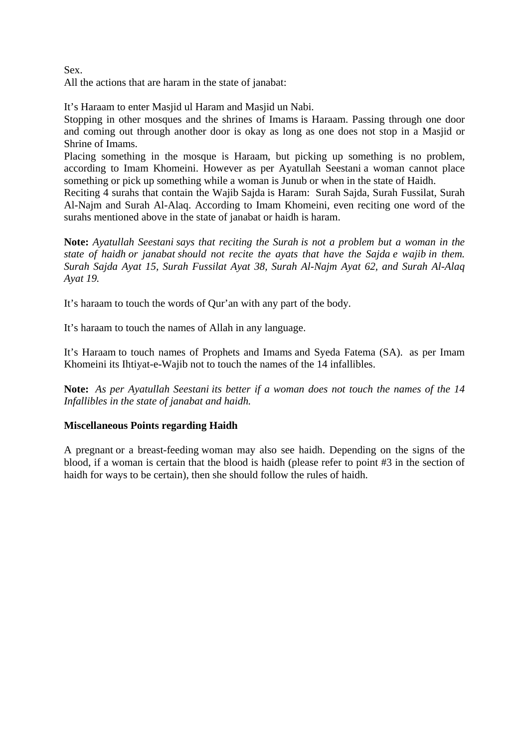Sex.
All the actions that are haram in the state of janabat:

It's Haraam to enter Masjid ul Haram and Masjid un Nabi.
Stopping in other mosques and the shrines of Imams is Haraam. Passing through one door and coming out through another door is okay as long as one does not stop in a Masjid or Shrine of Imams.
Placing something in the mosque is Haraam, but picking up something is no problem, according to Imam Khomeini. However as per Ayatullah Seestani a woman cannot place something or pick up something while a woman is Junub or when in the state of Haidh.
Reciting 4 surahs that contain the Wajib Sajda is Haram: Surah Sajda, Surah Fussilat, Surah Al-Najm and Surah Al-Alaq. According to Imam Khomeini, even reciting one word of the surahs mentioned above in the state of janabat or haidh is haram.

**Note:** *Ayatullah Seestani says that reciting the Surah is not a problem but a woman in the state of haidh or janabat should not recite the ayats that have the Sajda e wajib in them. Surah Sajda Ayat 15, Surah Fussilat Ayat 38, Surah Al-Najm Ayat 62, and Surah Al-Alaq Ayat 19.*

It's haraam to touch the words of Qur'an with any part of the body.

It's haraam to touch the names of Allah in any language.

It's Haraam to touch names of Prophets and Imams and Syeda Fatema (SA). as per Imam Khomeini its Ihtiyat-e-Wajib not to touch the names of the 14 infallibles.

**Note:** *As per Ayatullah Seestani its better if a woman does not touch the names of the 14 Infallibles in the state of janabat and haidh.*

**Miscellaneous Points regarding Haidh**

A pregnant or a breast-feeding woman may also see haidh. Depending on the signs of the blood, if a woman is certain that the blood is haidh (please refer to point #3 in the section of haidh for ways to be certain), then she should follow the rules of haidh.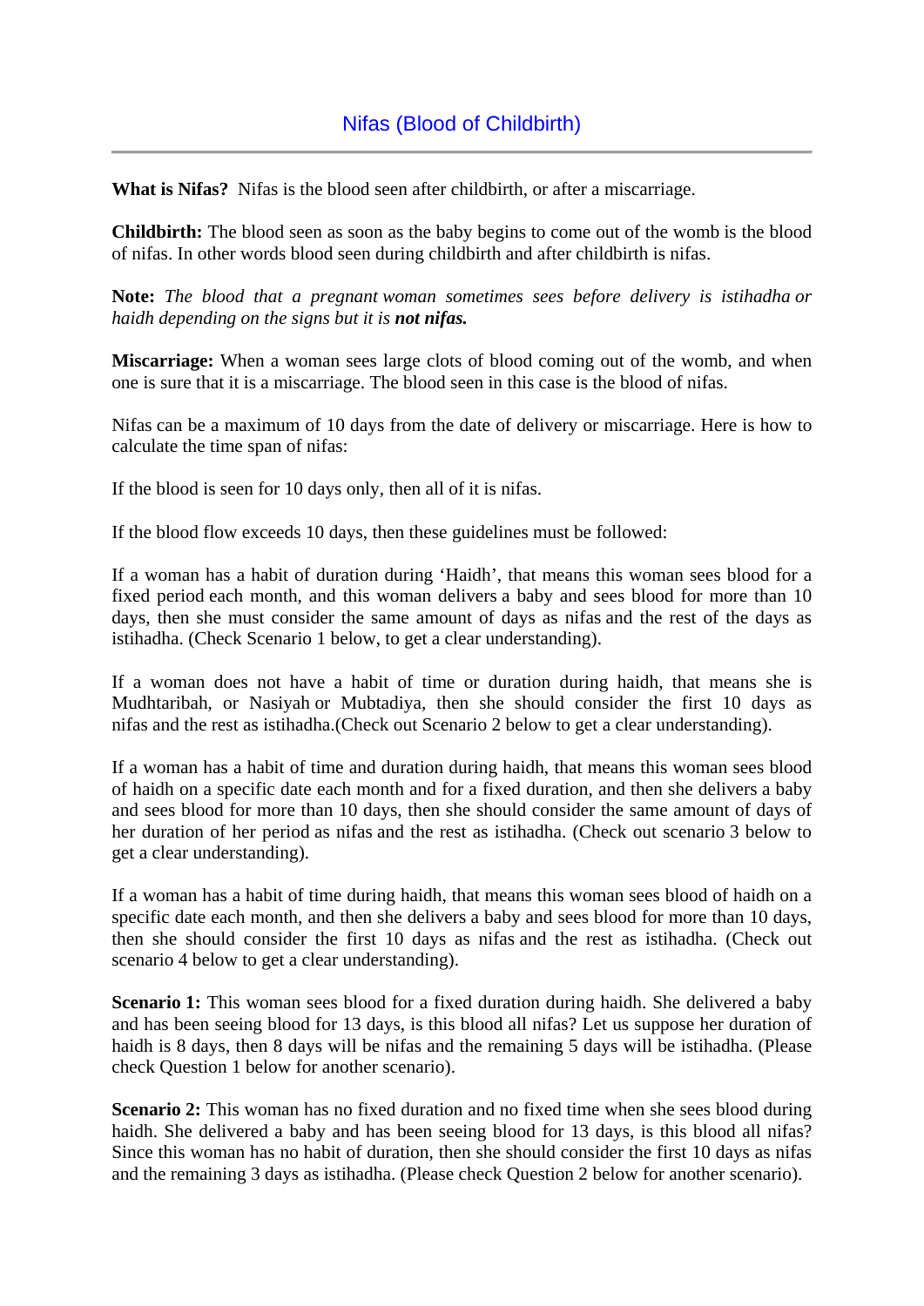## Nifas (Blood of Childbirth)

**What is Nifas?** Nifas is the blood seen after childbirth, or after a miscarriage.

**Childbirth:** The blood seen as soon as the baby begins to come out of the womb is the blood of nifas. In other words blood seen during childbirth and after childbirth is nifas.

**Note:** *The blood that a pregnant woman sometimes sees before delivery is istihadha or haidh depending on the signs but it is **not nifas.***

**Miscarriage:** When a woman sees large clots of blood coming out of the womb, and when one is sure that it is a miscarriage. The blood seen in this case is the blood of nifas.

Nifas can be a maximum of 10 days from the date of delivery or miscarriage. Here is how to calculate the time span of nifas:

If the blood is seen for 10 days only, then all of it is nifas.

If the blood flow exceeds 10 days, then these guidelines must be followed:

If a woman has a habit of duration during 'Haidh', that means this woman sees blood for a fixed period each month, and this woman delivers a baby and sees blood for more than 10 days, then she must consider the same amount of days as nifas and the rest of the days as istihadha. (Check Scenario 1 below, to get a clear understanding).

If a woman does not have a habit of time or duration during haidh, that means she is Mudhtaribah, or Nasiyah or Mubtadiya, then she should consider the first 10 days as nifas and the rest as istihadha.(Check out Scenario 2 below to get a clear understanding).

If a woman has a habit of time and duration during haidh, that means this woman sees blood of haidh on a specific date each month and for a fixed duration, and then she delivers a baby and sees blood for more than 10 days, then she should consider the same amount of days of her duration of her period as nifas and the rest as istihadha. (Check out scenario 3 below to get a clear understanding).

If a woman has a habit of time during haidh, that means this woman sees blood of haidh on a specific date each month, and then she delivers a baby and sees blood for more than 10 days, then she should consider the first 10 days as nifas and the rest as istihadha. (Check out scenario 4 below to get a clear understanding).

**Scenario 1:** This woman sees blood for a fixed duration during haidh. She delivered a baby and has been seeing blood for 13 days, is this blood all nifas? Let us suppose her duration of haidh is 8 days, then 8 days will be nifas and the remaining 5 days will be istihadha. (Please check Question 1 below for another scenario).

**Scenario 2:** This woman has no fixed duration and no fixed time when she sees blood during haidh. She delivered a baby and has been seeing blood for 13 days, is this blood all nifas? Since this woman has no habit of duration, then she should consider the first 10 days as nifas and the remaining 3 days as istihadha. (Please check Question 2 below for another scenario).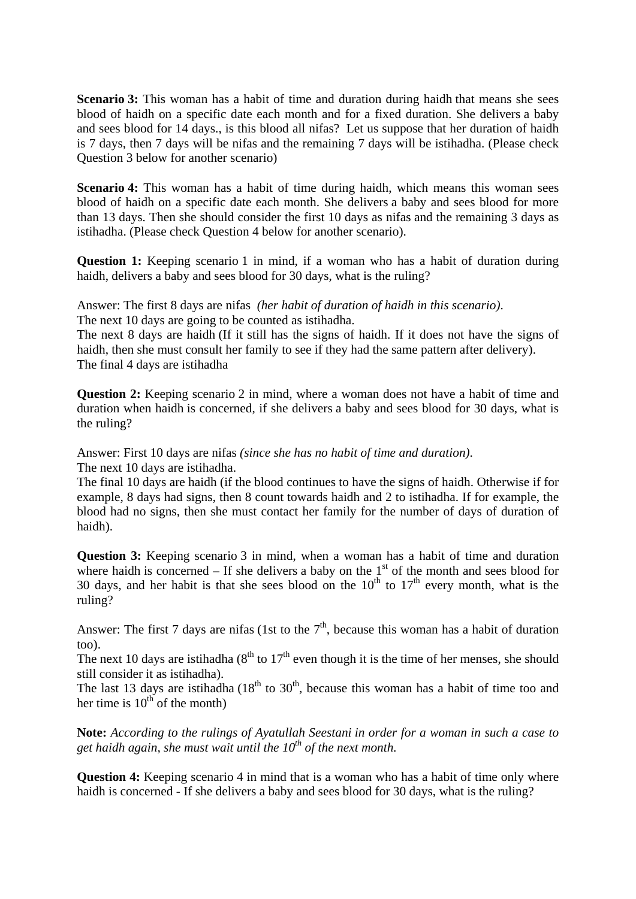**Scenario 3:** This woman has a habit of time and duration during haidh that means she sees blood of haidh on a specific date each month and for a fixed duration. She delivers a baby and sees blood for 14 days., is this blood all nifas? Let us suppose that her duration of haidh is 7 days, then 7 days will be nifas and the remaining 7 days will be istihadha. (Please check Question 3 below for another scenario)

**Scenario 4:** This woman has a habit of time during haidh, which means this woman sees blood of haidh on a specific date each month. She delivers a baby and sees blood for more than 13 days. Then she should consider the first 10 days as nifas and the remaining 3 days as istihadha. (Please check Question 4 below for another scenario).

**Question 1:** Keeping scenario 1 in mind, if a woman who has a habit of duration during haidh, delivers a baby and sees blood for 30 days, what is the ruling?

Answer: The first 8 days are nifas *(her habit of duration of haidh in this scenario).*
The next 10 days are going to be counted as istihadha.
The next 8 days are haidh (If it still has the signs of haidh. If it does not have the signs of haidh, then she must consult her family to see if they had the same pattern after delivery).
The final 4 days are istihadha

**Question 2:** Keeping scenario 2 in mind, where a woman does not have a habit of time and duration when haidh is concerned, if she delivers a baby and sees blood for 30 days, what is the ruling?

Answer: First 10 days are nifas *(since she has no habit of time and duration).*
The next 10 days are istihadha.
The final 10 days are haidh (if the blood continues to have the signs of haidh. Otherwise if for example, 8 days had signs, then 8 count towards haidh and 2 to istihadha. If for example, the blood had no signs, then she must contact her family for the number of days of duration of haidh).

**Question 3:** Keeping scenario 3 in mind, when a woman has a habit of time and duration where haidh is concerned – If she delivers a baby on the 1st of the month and sees blood for 30 days, and her habit is that she sees blood on the 10th to 17th every month, what is the ruling?

Answer: The first 7 days are nifas (1st to the 7th, because this woman has a habit of duration too).
The next 10 days are istihadha (8th to 17th even though it is the time of her menses, she should still consider it as istihadha).
The last 13 days are istihadha (18th to 30th, because this woman has a habit of time too and her time is 10th of the month)

**Note:** *According to the rulings of Ayatullah Seestani in order for a woman in such a case to get haidh again, she must wait until the 10th of the next month.*

**Question 4:** Keeping scenario 4 in mind that is a woman who has a habit of time only where haidh is concerned - If she delivers a baby and sees blood for 30 days, what is the ruling?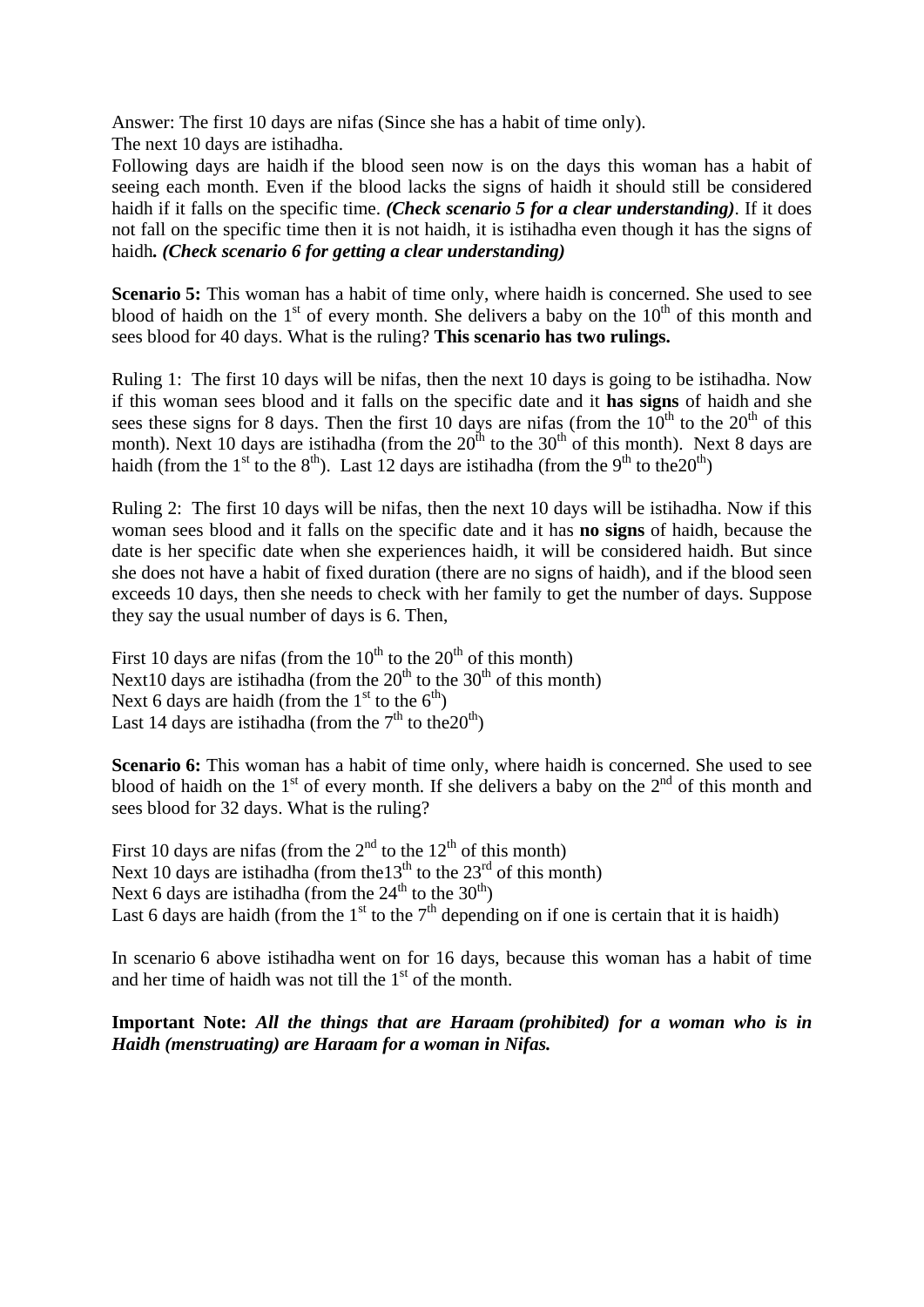Answer: The first 10 days are nifas (Since she has a habit of time only).
The next 10 days are istihadha.
Following days are haidh if the blood seen now is on the days this woman has a habit of seeing each month. Even if the blood lacks the signs of haidh it should still be considered haidh if it falls on the specific time. ***(Check scenario 5 for a clear understanding)***. If it does not fall on the specific time then it is not haidh, it is istihadha even though it has the signs of haidh***. (Check scenario 6 for getting a clear understanding)***

**Scenario 5:** This woman has a habit of time only, where haidh is concerned. She used to see blood of haidh on the 1st of every month. She delivers a baby on the 10th of this month and sees blood for 40 days. What is the ruling? **This scenario has two rulings.**

Ruling 1: The first 10 days will be nifas, then the next 10 days is going to be istihadha. Now if this woman sees blood and it falls on the specific date and it **has signs** of haidh and she sees these signs for 8 days. Then the first 10 days are nifas (from the 10th to the 20th of this month). Next 10 days are istihadha (from the 20th to the 30th of this month). Next 8 days are haidh (from the 1st to the 8th). Last 12 days are istihadha (from the 9th to the20th)

Ruling 2: The first 10 days will be nifas, then the next 10 days will be istihadha. Now if this woman sees blood and it falls on the specific date and it has **no signs** of haidh, because the date is her specific date when she experiences haidh, it will be considered haidh. But since she does not have a habit of fixed duration (there are no signs of haidh), and if the blood seen exceeds 10 days, then she needs to check with her family to get the number of days. Suppose they say the usual number of days is 6. Then,

First 10 days are nifas (from the 10th to the 20th of this month)
Next10 days are istihadha (from the 20th to the 30th of this month)
Next 6 days are haidh (from the 1st to the 6th)
Last 14 days are istihadha (from the 7th to the20th)

**Scenario 6:** This woman has a habit of time only, where haidh is concerned. She used to see blood of haidh on the 1st of every month. If she delivers a baby on the 2nd of this month and sees blood for 32 days. What is the ruling?

First 10 days are nifas (from the 2nd to the 12th of this month)
Next 10 days are istihadha (from the13th to the 23rd of this month)
Next 6 days are istihadha (from the 24th to the 30th)
Last 6 days are haidh (from the 1st to the 7th depending on if one is certain that it is haidh)

In scenario 6 above istihadha went on for 16 days, because this woman has a habit of time and her time of haidh was not till the 1st of the month.

**Important Note:** ***All the things that are Haraam (prohibited) for a woman who is in Haidh (menstruating) are Haraam for a woman in Nifas.***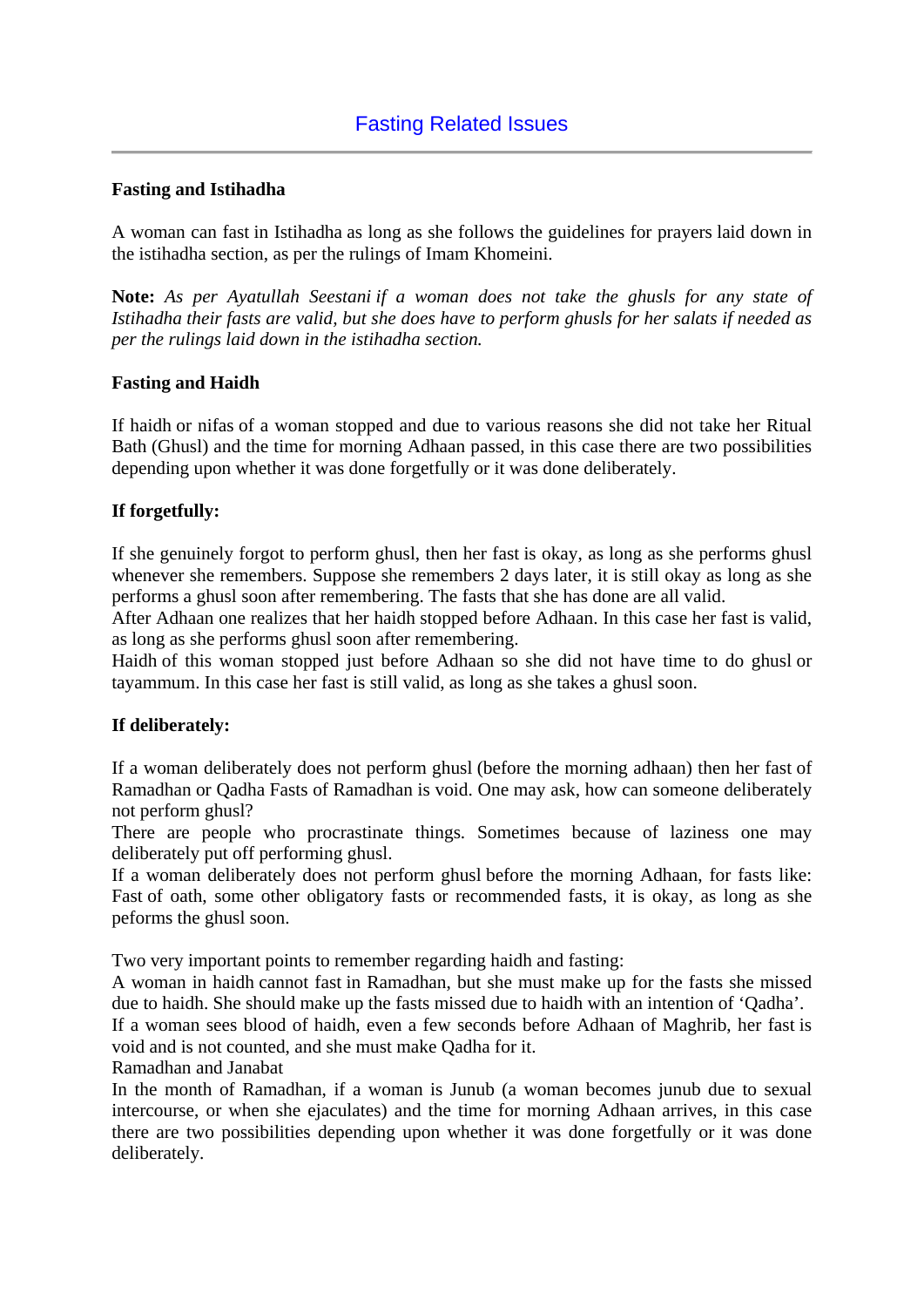# Fasting Related Issues

**Fasting and Istihadha**

A woman can fast in Istihadha as long as she follows the guidelines for prayers laid down in the istihadha section, as per the rulings of Imam Khomeini.

**Note:** *As per Ayatullah Seestani if a woman does not take the ghusls for any state of Istihadha their fasts are valid, but she does have to perform ghusls for her salats if needed as per the rulings laid down in the istihadha section.*

**Fasting and Haidh**

If haidh or nifas of a woman stopped and due to various reasons she did not take her Ritual Bath (Ghusl) and the time for morning Adhaan passed, in this case there are two possibilities depending upon whether it was done forgetfully or it was done deliberately.

**If forgetfully:**

If she genuinely forgot to perform ghusl, then her fast is okay, as long as she performs ghusl whenever she remembers. Suppose she remembers 2 days later, it is still okay as long as she performs a ghusl soon after remembering. The fasts that she has done are all valid.
After Adhaan one realizes that her haidh stopped before Adhaan. In this case her fast is valid, as long as she performs ghusl soon after remembering.
Haidh of this woman stopped just before Adhaan so she did not have time to do ghusl or tayammum. In this case her fast is still valid, as long as she takes a ghusl soon.

**If deliberately:**

If a woman deliberately does not perform ghusl (before the morning adhaan) then her fast of Ramadhan or Qadha Fasts of Ramadhan is void. One may ask, how can someone deliberately not perform ghusl?
There are people who procrastinate things. Sometimes because of laziness one may deliberately put off performing ghusl.
If a woman deliberately does not perform ghusl before the morning Adhaan, for fasts like: Fast of oath, some other obligatory fasts or recommended fasts, it is okay, as long as she peforms the ghusl soon.

Two very important points to remember regarding haidh and fasting:
A woman in haidh cannot fast in Ramadhan, but she must make up for the fasts she missed due to haidh. She should make up the fasts missed due to haidh with an intention of 'Qadha'.
If a woman sees blood of haidh, even a few seconds before Adhaan of Maghrib, her fast is void and is not counted, and she must make Qadha for it.
Ramadhan and Janabat
In the month of Ramadhan, if a woman is Junub (a woman becomes junub due to sexual intercourse, or when she ejaculates) and the time for morning Adhaan arrives, in this case there are two possibilities depending upon whether it was done forgetfully or it was done deliberately.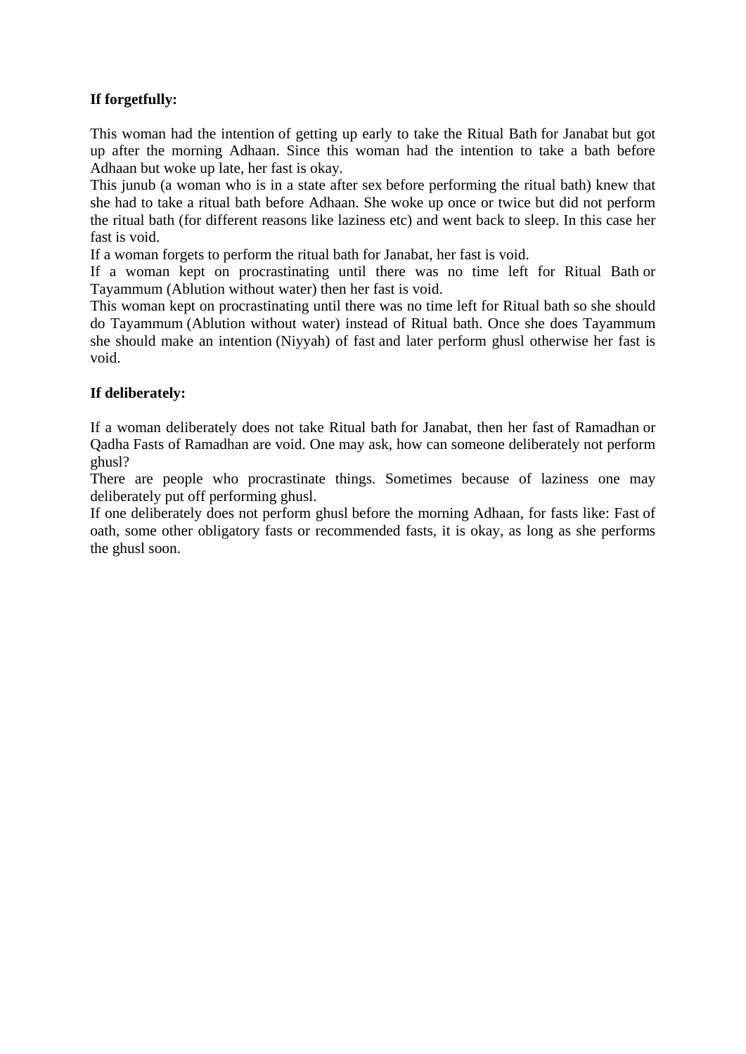**If forgetfully:**

This woman had the intention of getting up early to take the Ritual Bath for Janabat but got up after the morning Adhaan. Since this woman had the intention to take a bath before Adhaan but woke up late, her fast is okay.

This junub (a woman who is in a state after sex before performing the ritual bath) knew that she had to take a ritual bath before Adhaan. She woke up once or twice but did not perform the ritual bath (for different reasons like laziness etc) and went back to sleep. In this case her fast is void.

If a woman forgets to perform the ritual bath for Janabat, her fast is void.

If a woman kept on procrastinating until there was no time left for Ritual Bath or Tayammum (Ablution without water) then her fast is void.

This woman kept on procrastinating until there was no time left for Ritual bath so she should do Tayammum (Ablution without water) instead of Ritual bath. Once she does Tayammum she should make an intention (Niyyah) of fast and later perform ghusl otherwise her fast is void.

**If deliberately:**

If a woman deliberately does not take Ritual bath for Janabat, then her fast of Ramadhan or Qadha Fasts of Ramadhan are void. One may ask, how can someone deliberately not perform ghusl?

There are people who procrastinate things. Sometimes because of laziness one may deliberately put off performing ghusl.

If one deliberately does not perform ghusl before the morning Adhaan, for fasts like: Fast of oath, some other obligatory fasts or recommended fasts, it is okay, as long as she performs the ghusl soon.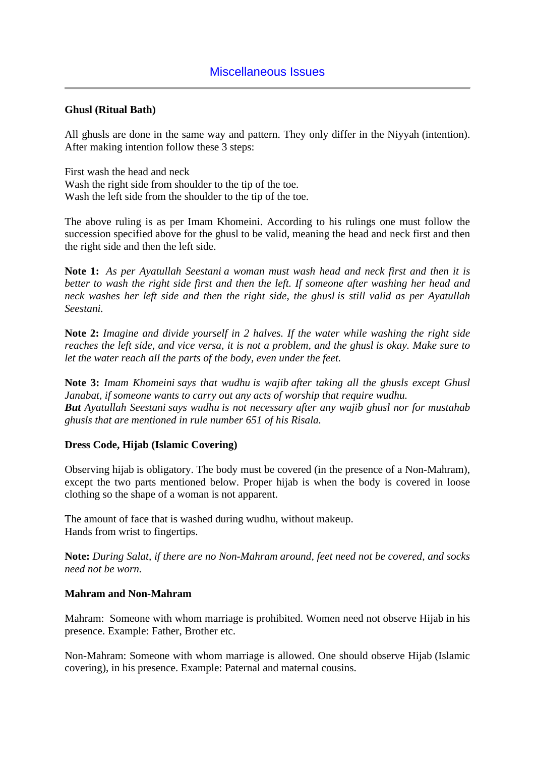## Miscellaneous Issues

### Ghusl (Ritual Bath)

All ghusls are done in the same way and pattern. They only differ in the Niyyah (intention). After making intention follow these 3 steps:

First wash the head and neck
Wash the right side from shoulder to the tip of the toe.
Wash the left side from the shoulder to the tip of the toe.

The above ruling is as per Imam Khomeini. According to his rulings one must follow the succession specified above for the ghusl to be valid, meaning the head and neck first and then the right side and then the left side.

**Note 1:** *As per Ayatullah Seestani a woman must wash head and neck first and then it is better to wash the right side first and then the left. If someone after washing her head and neck washes her left side and then the right side, the ghusl is still valid as per Ayatullah Seestani.*

**Note 2:** *Imagine and divide yourself in 2 halves. If the water while washing the right side reaches the left side, and vice versa, it is not a problem, and the ghusl is okay. Make sure to let the water reach all the parts of the body, even under the feet.*

**Note 3:** *Imam Khomeini says that wudhu is wajib after taking all the ghusls except Ghusl Janabat, if someone wants to carry out any acts of worship that require wudhu.*
***But*** *Ayatullah Seestani says wudhu is not necessary after any wajib ghusl nor for mustahab ghusls that are mentioned in rule number 651 of his Risala.*

### Dress Code, Hijab (Islamic Covering)

Observing hijab is obligatory. The body must be covered (in the presence of a Non-Mahram), except the two parts mentioned below. Proper hijab is when the body is covered in loose clothing so the shape of a woman is not apparent.

The amount of face that is washed during wudhu, without makeup.
Hands from wrist to fingertips.

**Note:** *During Salat, if there are no Non-Mahram around, feet need not be covered, and socks need not be worn.*

### Mahram and Non-Mahram

Mahram: Someone with whom marriage is prohibited. Women need not observe Hijab in his presence. Example: Father, Brother etc.

Non-Mahram: Someone with whom marriage is allowed. One should observe Hijab (Islamic covering), in his presence. Example: Paternal and maternal cousins.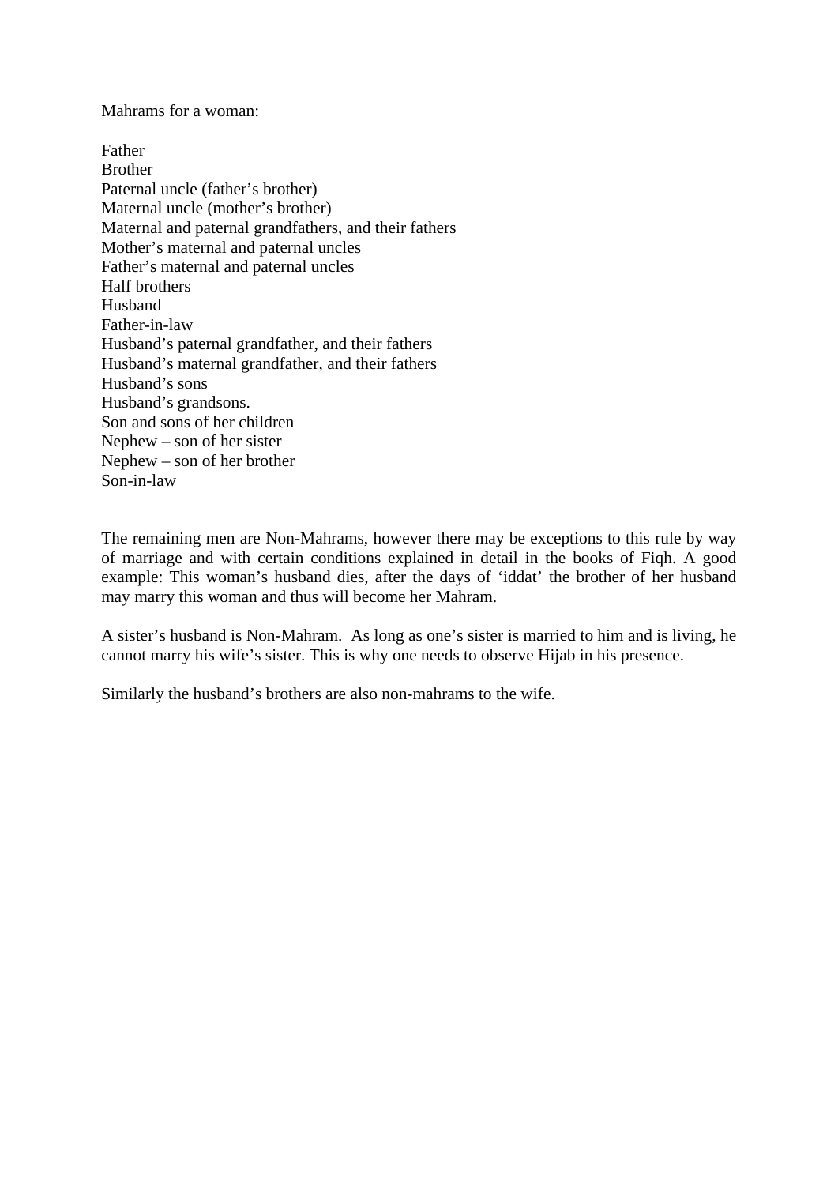Mahrams for a woman:

Father
Brother
Paternal uncle (father's brother)
Maternal uncle (mother's brother)
Maternal and paternal grandfathers, and their fathers
Mother's maternal and paternal uncles
Father's maternal and paternal uncles
Half brothers
Husband
Father-in-law
Husband's paternal grandfather, and their fathers
Husband's maternal grandfather, and their fathers
Husband's sons
Husband's grandsons.
Son and sons of her children
Nephew – son of her sister
Nephew – son of her brother
Son-in-law

The remaining men are Non-Mahrams, however there may be exceptions to this rule by way of marriage and with certain conditions explained in detail in the books of Fiqh. A good example: This woman's husband dies, after the days of 'iddat' the brother of her husband may marry this woman and thus will become her Mahram.

A sister's husband is Non-Mahram. As long as one's sister is married to him and is living, he cannot marry his wife's sister. This is why one needs to observe Hijab in his presence.

Similarly the husband's brothers are also non-mahrams to the wife.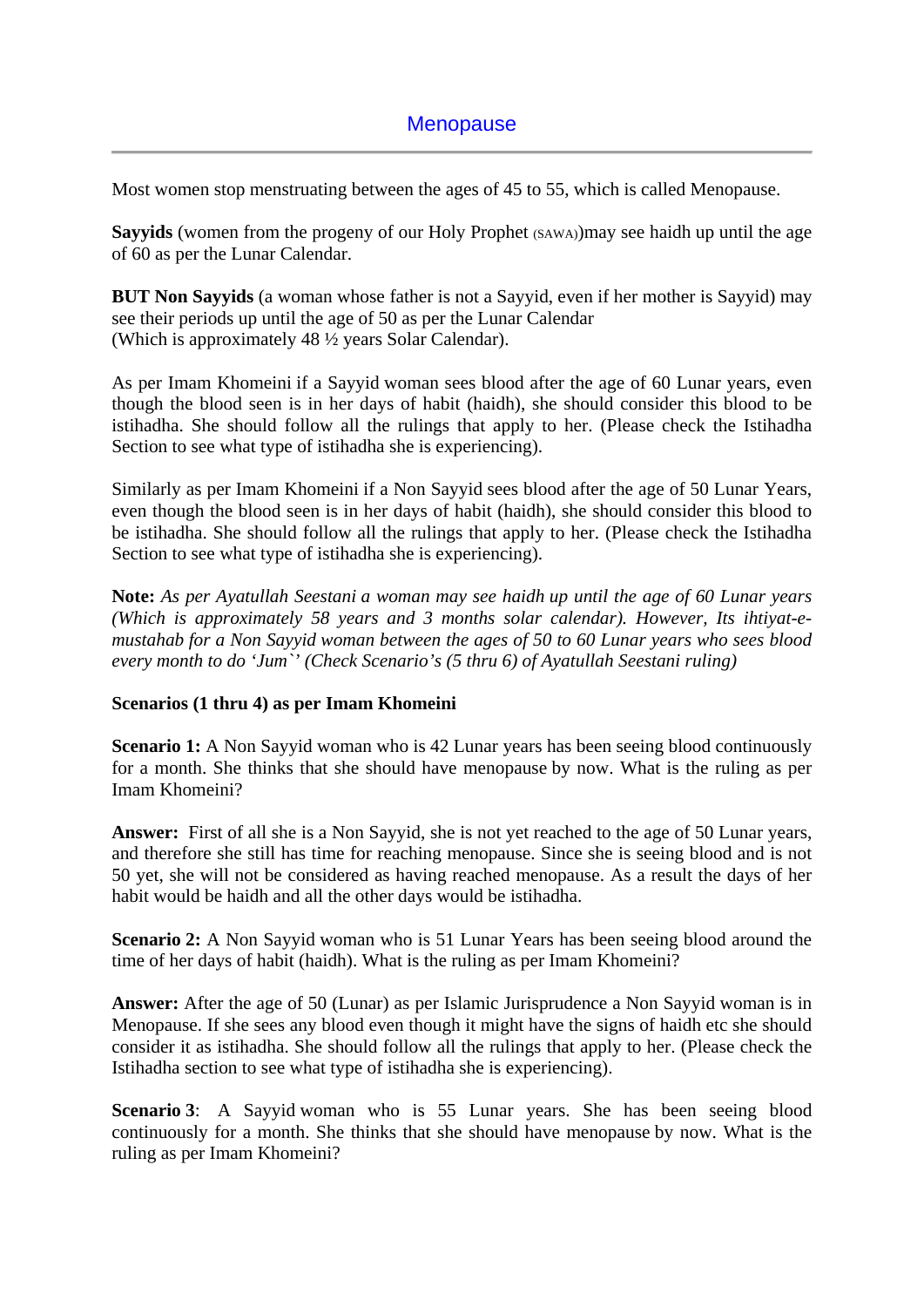## Menopause

Most women stop menstruating between the ages of 45 to 55, which is called Menopause.

**Sayyids** (women from the progeny of our Holy Prophet (SAWA))may see haidh up until the age of 60 as per the Lunar Calendar.

**BUT Non Sayyids** (a woman whose father is not a Sayyid, even if her mother is Sayyid) may see their periods up until the age of 50 as per the Lunar Calendar
(Which is approximately 48 ½ years Solar Calendar).

As per Imam Khomeini if a Sayyid woman sees blood after the age of 60 Lunar years, even though the blood seen is in her days of habit (haidh), she should consider this blood to be istihadha. She should follow all the rulings that apply to her. (Please check the Istihadha Section to see what type of istihadha she is experiencing).

Similarly as per Imam Khomeini if a Non Sayyid sees blood after the age of 50 Lunar Years, even though the blood seen is in her days of habit (haidh), she should consider this blood to be istihadha. She should follow all the rulings that apply to her. (Please check the Istihadha Section to see what type of istihadha she is experiencing).

**Note:** *As per Ayatullah Seestani a woman may see haidh up until the age of 60 Lunar years (Which is approximately 58 years and 3 months solar calendar). However, Its ihtiyat-e-mustahab for a Non Sayyid woman between the ages of 50 to 60 Lunar years who sees blood every month to do 'Jum`' (Check Scenario's (5 thru 6) of Ayatullah Seestani ruling)*

**Scenarios (1 thru 4) as per Imam Khomeini**

**Scenario 1:** A Non Sayyid woman who is 42 Lunar years has been seeing blood continuously for a month. She thinks that she should have menopause by now. What is the ruling as per Imam Khomeini?

**Answer:** First of all she is a Non Sayyid, she is not yet reached to the age of 50 Lunar years, and therefore she still has time for reaching menopause. Since she is seeing blood and is not 50 yet, she will not be considered as having reached menopause. As a result the days of her habit would be haidh and all the other days would be istihadha.

**Scenario 2:** A Non Sayyid woman who is 51 Lunar Years has been seeing blood around the time of her days of habit (haidh). What is the ruling as per Imam Khomeini?

**Answer:** After the age of 50 (Lunar) as per Islamic Jurisprudence a Non Sayyid woman is in Menopause. If she sees any blood even though it might have the signs of haidh etc she should consider it as istihadha. She should follow all the rulings that apply to her. (Please check the Istihadha section to see what type of istihadha she is experiencing).

**Scenario 3**: A Sayyid woman who is 55 Lunar years. She has been seeing blood continuously for a month. She thinks that she should have menopause by now. What is the ruling as per Imam Khomeini?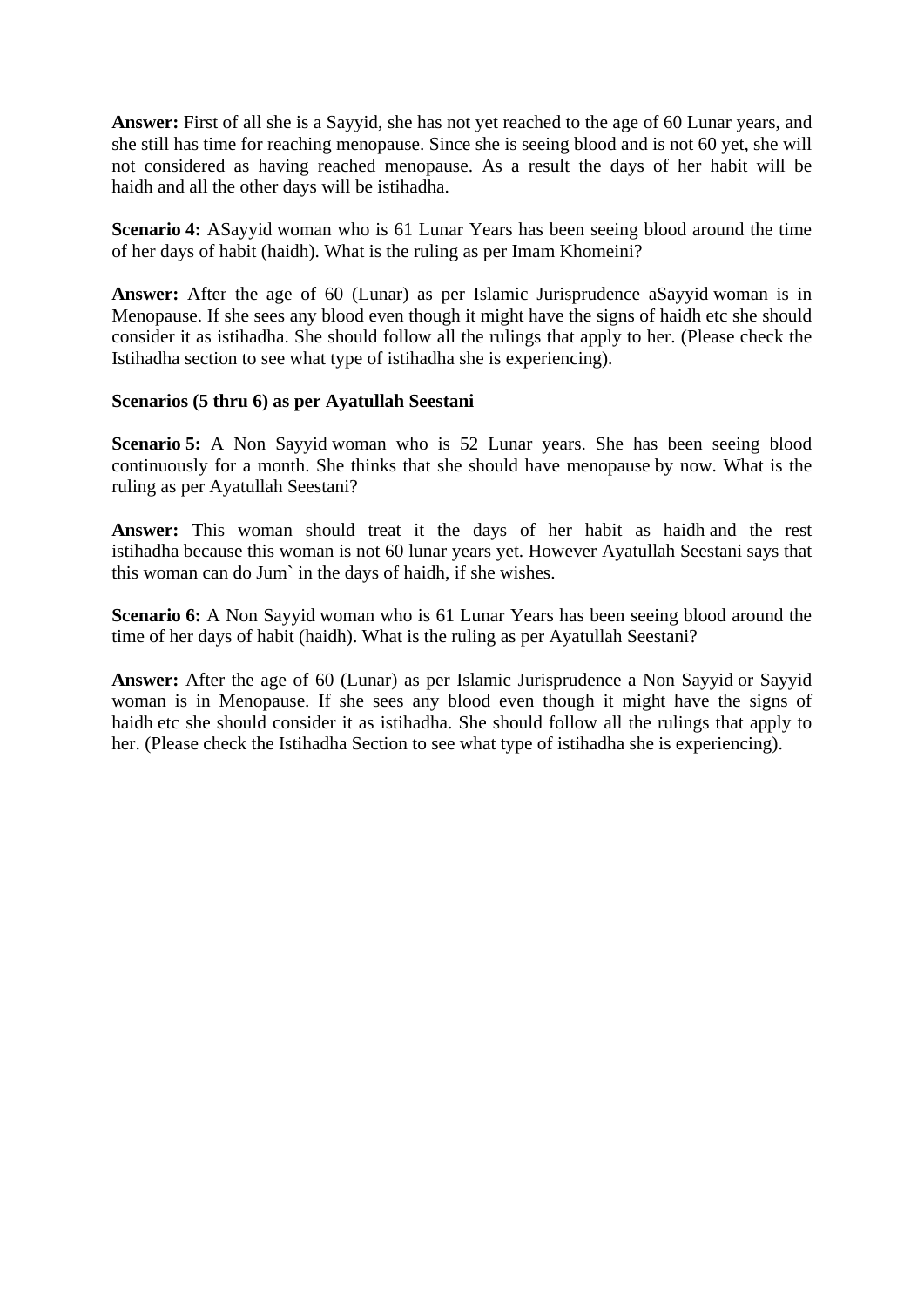**Answer:** First of all she is a Sayyid, she has not yet reached to the age of 60 Lunar years, and she still has time for reaching menopause. Since she is seeing blood and is not 60 yet, she will not considered as having reached menopause. As a result the days of her habit will be haidh and all the other days will be istihadha.

**Scenario 4:** ASayyid woman who is 61 Lunar Years has been seeing blood around the time of her days of habit (haidh). What is the ruling as per Imam Khomeini?

**Answer:** After the age of 60 (Lunar) as per Islamic Jurisprudence aSayyid woman is in Menopause. If she sees any blood even though it might have the signs of haidh etc she should consider it as istihadha. She should follow all the rulings that apply to her. (Please check the Istihadha section to see what type of istihadha she is experiencing).

**Scenarios (5 thru 6) as per Ayatullah Seestani**

**Scenario 5:** A Non Sayyid woman who is 52 Lunar years. She has been seeing blood continuously for a month. She thinks that she should have menopause by now. What is the ruling as per Ayatullah Seestani?

**Answer:** This woman should treat it the days of her habit as haidh and the rest istihadha because this woman is not 60 lunar years yet. However Ayatullah Seestani says that this woman can do Jum` in the days of haidh, if she wishes.

**Scenario 6:** A Non Sayyid woman who is 61 Lunar Years has been seeing blood around the time of her days of habit (haidh). What is the ruling as per Ayatullah Seestani?

**Answer:** After the age of 60 (Lunar) as per Islamic Jurisprudence a Non Sayyid or Sayyid woman is in Menopause. If she sees any blood even though it might have the signs of haidh etc she should consider it as istihadha. She should follow all the rulings that apply to her. (Please check the Istihadha Section to see what type of istihadha she is experiencing).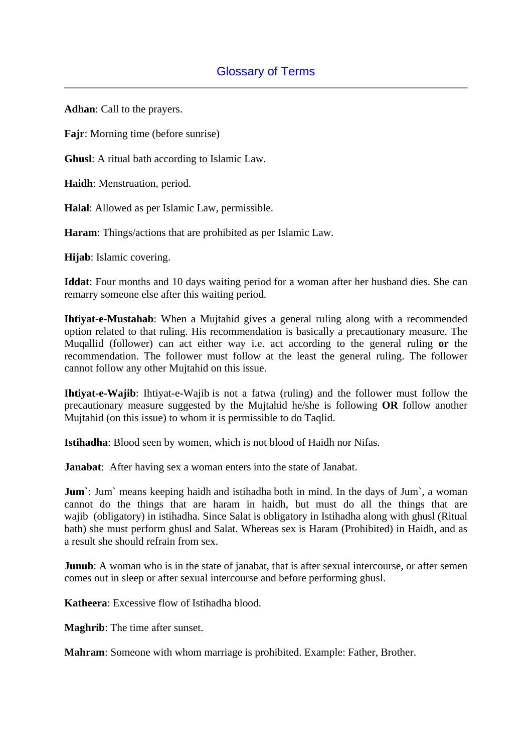## Glossary of Terms

**Adhan**: Call to the prayers.

**Fajr**: Morning time (before sunrise)

**Ghusl**: A ritual bath according to Islamic Law.

**Haidh**: Menstruation, period.

**Halal**: Allowed as per Islamic Law, permissible.

**Haram**: Things/actions that are prohibited as per Islamic Law.

**Hijab**: Islamic covering.

**Iddat**: Four months and 10 days waiting period for a woman after her husband dies. She can remarry someone else after this waiting period.

**Ihtiyat-e-Mustahab**: When a Mujtahid gives a general ruling along with a recommended option related to that ruling. His recommendation is basically a precautionary measure. The Muqallid (follower) can act either way i.e. act according to the general ruling **or** the recommendation. The follower must follow at the least the general ruling. The follower cannot follow any other Mujtahid on this issue.

**Ihtiyat-e-Wajib**: Ihtiyat-e-Wajib is not a fatwa (ruling) and the follower must follow the precautionary measure suggested by the Mujtahid he/she is following **OR** follow another Mujtahid (on this issue) to whom it is permissible to do Taqlid.

**Istihadha**: Blood seen by women, which is not blood of Haidh nor Nifas.

**Janabat**: After having sex a woman enters into the state of Janabat.

**Jum`**: Jum` means keeping haidh and istihadha both in mind. In the days of Jum`, a woman cannot do the things that are haram in haidh, but must do all the things that are wajib (obligatory) in istihadha. Since Salat is obligatory in Istihadha along with ghusl (Ritual bath) she must perform ghusl and Salat. Whereas sex is Haram (Prohibited) in Haidh, and as a result she should refrain from sex.

**Junub**: A woman who is in the state of janabat, that is after sexual intercourse, or after semen comes out in sleep or after sexual intercourse and before performing ghusl.

**Katheera**: Excessive flow of Istihadha blood.

**Maghrib**: The time after sunset.

**Mahram**: Someone with whom marriage is prohibited. Example: Father, Brother.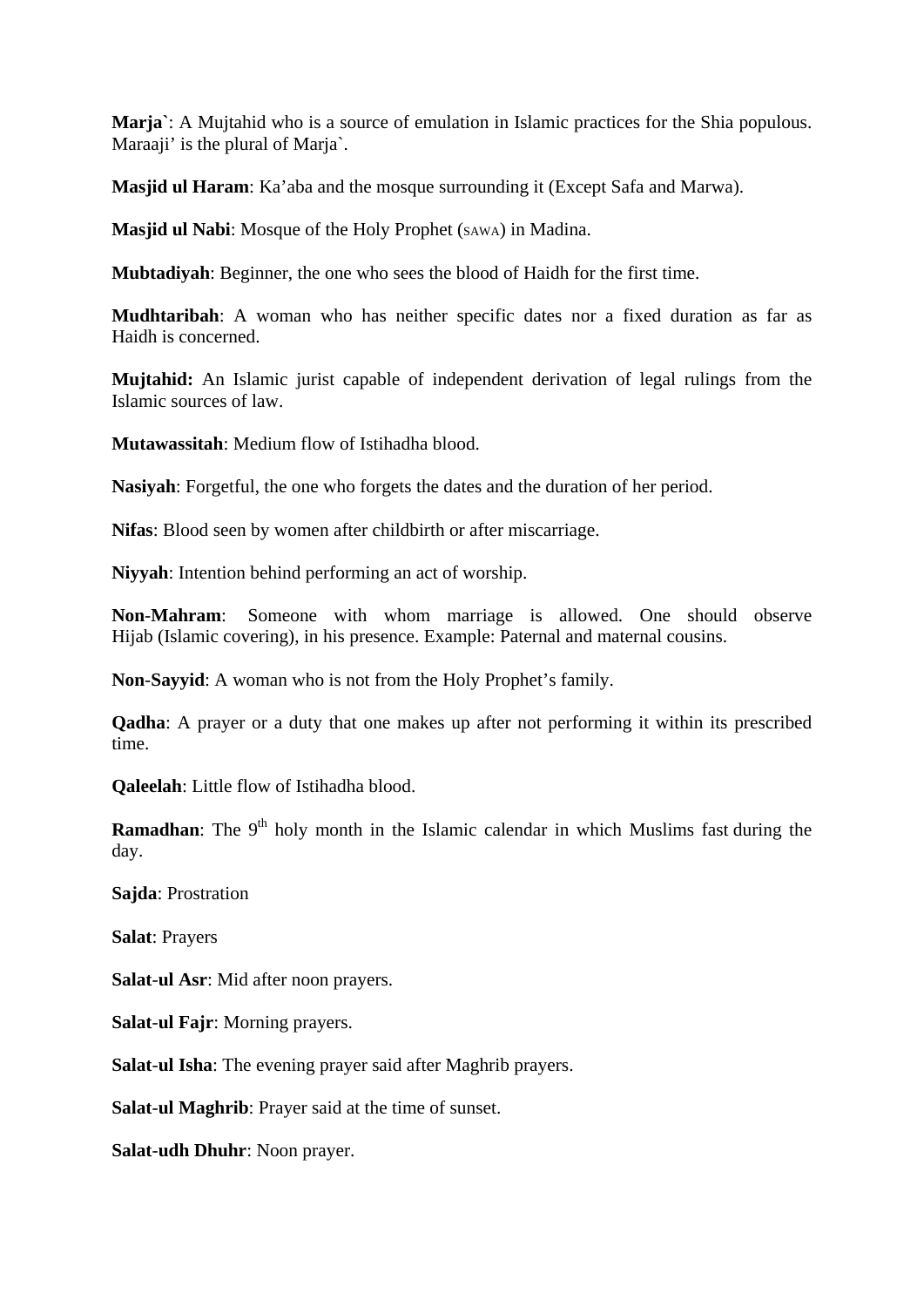**Marja`**: A Mujtahid who is a source of emulation in Islamic practices for the Shia populous. Maraaji' is the plural of Marja`.

**Masjid ul Haram**: Ka'aba and the mosque surrounding it (Except Safa and Marwa).

**Masjid ul Nabi**: Mosque of the Holy Prophet (SAWA) in Madina.

**Mubtadiyah**: Beginner, the one who sees the blood of Haidh for the first time.

**Mudhtaribah**: A woman who has neither specific dates nor a fixed duration as far as Haidh is concerned.

**Mujtahid:** An Islamic jurist capable of independent derivation of legal rulings from the Islamic sources of law.

**Mutawassitah**: Medium flow of Istihadha blood.

**Nasiyah**: Forgetful, the one who forgets the dates and the duration of her period.

**Nifas**: Blood seen by women after childbirth or after miscarriage.

**Niyyah**: Intention behind performing an act of worship.

**Non-Mahram**: Someone with whom marriage is allowed. One should observe Hijab (Islamic covering), in his presence. Example: Paternal and maternal cousins.

**Non-Sayyid**: A woman who is not from the Holy Prophet's family.

**Qadha**: A prayer or a duty that one makes up after not performing it within its prescribed time.

**Qaleelah**: Little flow of Istihadha blood.

**Ramadhan**: The 9th holy month in the Islamic calendar in which Muslims fast during the day.

**Sajda**: Prostration

**Salat**: Prayers

**Salat-ul Asr**: Mid after noon prayers.

**Salat-ul Fajr**: Morning prayers.

**Salat-ul Isha**: The evening prayer said after Maghrib prayers.

**Salat-ul Maghrib**: Prayer said at the time of sunset.

**Salat-udh Dhuhr**: Noon prayer.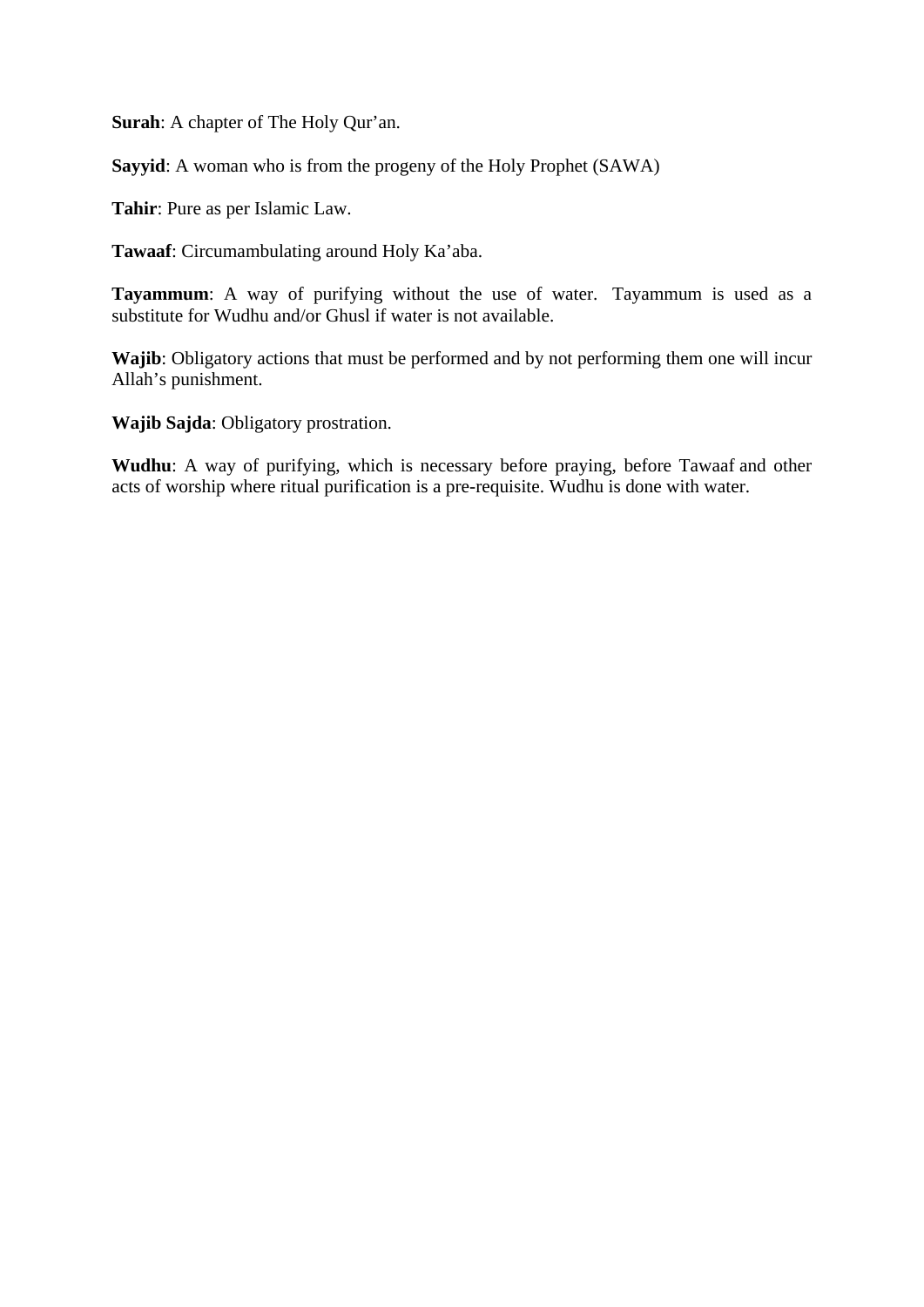**Surah**: A chapter of The Holy Qur'an.

**Sayyid**: A woman who is from the progeny of the Holy Prophet (SAWA)

**Tahir**: Pure as per Islamic Law.

**Tawaaf**: Circumambulating around Holy Ka'aba.

**Tayammum**: A way of purifying without the use of water. Tayammum is used as a substitute for Wudhu and/or Ghusl if water is not available.

**Wajib**: Obligatory actions that must be performed and by not performing them one will incur Allah's punishment.

**Wajib Sajda**: Obligatory prostration.

**Wudhu**: A way of purifying, which is necessary before praying, before Tawaaf and other acts of worship where ritual purification is a pre-requisite. Wudhu is done with water.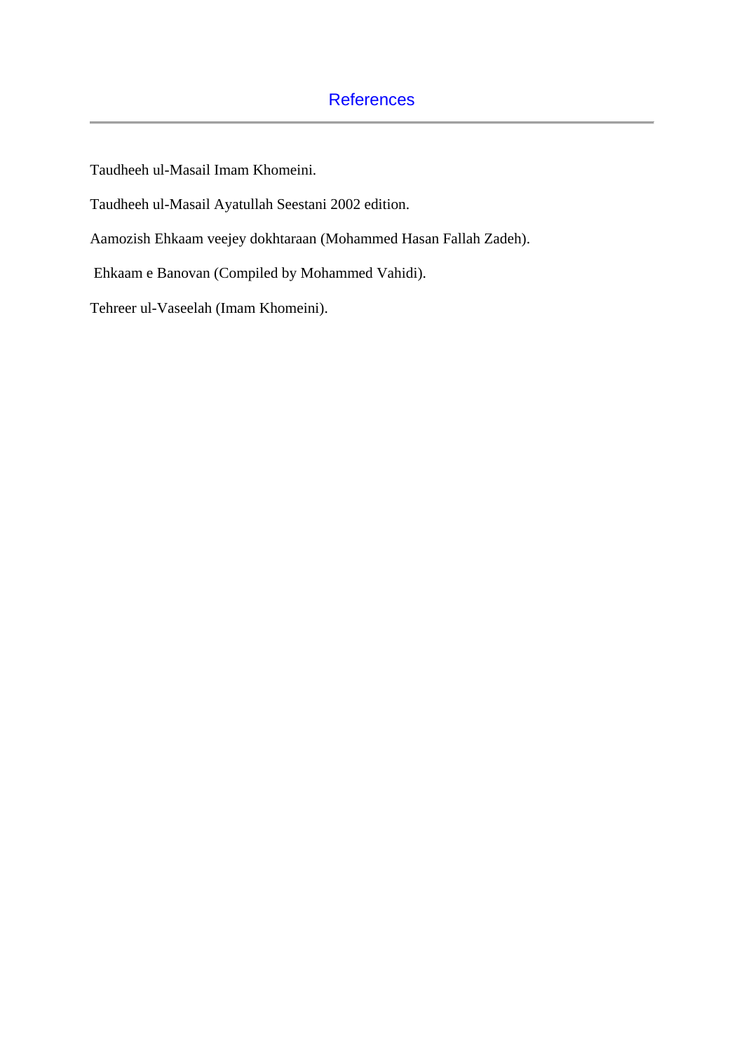# References

Taudheeh ul-Masail Imam Khomeini.

Taudheeh ul-Masail Ayatullah Seestani 2002 edition.

Aamozish Ehkaam veejey dokhtaraan (Mohammed Hasan Fallah Zadeh).

Ehkaam e Banovan (Compiled by Mohammed Vahidi).

Tehreer ul-Vaseelah (Imam Khomeini).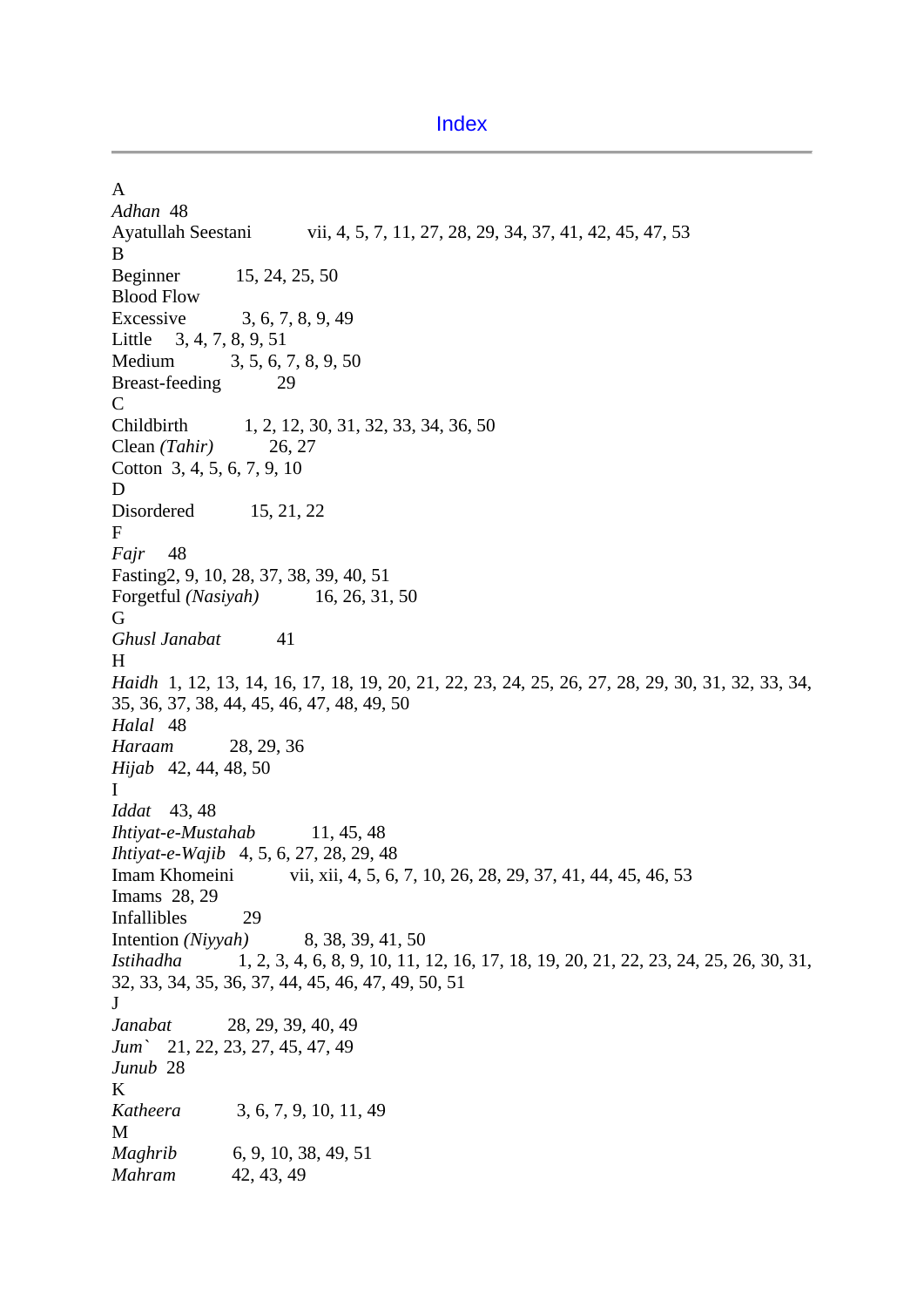# Index

A

*Adhan* 48

Ayatullah Seestani vii, 4, 5, 7, 11, 27, 28, 29, 34, 37, 41, 42, 45, 47, 53

B

Beginner 15, 24, 25, 50

Blood Flow

Excessive 3, 6, 7, 8, 9, 49

Little 3, 4, 7, 8, 9, 51

Medium 3, 5, 6, 7, 8, 9, 50

Breast-feeding 29

C

Childbirth 1, 2, 12, 30, 31, 32, 33, 34, 36, 50

Clean *(Tahir)* 26, 27

Cotton 3, 4, 5, 6, 7, 9, 10

D

Disordered 15, 21, 22

F

*Fajr* 48

Fasting2, 9, 10, 28, 37, 38, 39, 40, 51

Forgetful *(Nasiyah)* 16, 26, 31, 50

G

*Ghusl Janabat* 41

H

*Haidh* 1, 12, 13, 14, 16, 17, 18, 19, 20, 21, 22, 23, 24, 25, 26, 27, 28, 29, 30, 31, 32, 33, 34, 35, 36, 37, 38, 44, 45, 46, 47, 48, 49, 50

*Halal* 48

*Haraam* 28, 29, 36

*Hijab* 42, 44, 48, 50

I

*Iddat* 43, 48

*Ihtiyat-e-Mustahab* 11, 45, 48

*Ihtiyat-e-Wajib* 4, 5, 6, 27, 28, 29, 48

Imam Khomeini vii, xii, 4, 5, 6, 7, 10, 26, 28, 29, 37, 41, 44, 45, 46, 53

Imams 28, 29

Infallibles 29

Intention *(Niyyah)* 8, 38, 39, 41, 50

*Istihadha* 1, 2, 3, 4, 6, 8, 9, 10, 11, 12, 16, 17, 18, 19, 20, 21, 22, 23, 24, 25, 26, 30, 31, 32, 33, 34, 35, 36, 37, 44, 45, 46, 47, 49, 50, 51

J

*Janabat* 28, 29, 39, 40, 49

*Jum`* 21, 22, 23, 27, 45, 47, 49

*Junub* 28

K

*Katheera* 3, 6, 7, 9, 10, 11, 49

M

*Maghrib* 6, 9, 10, 38, 49, 51

*Mahram* 42, 43, 49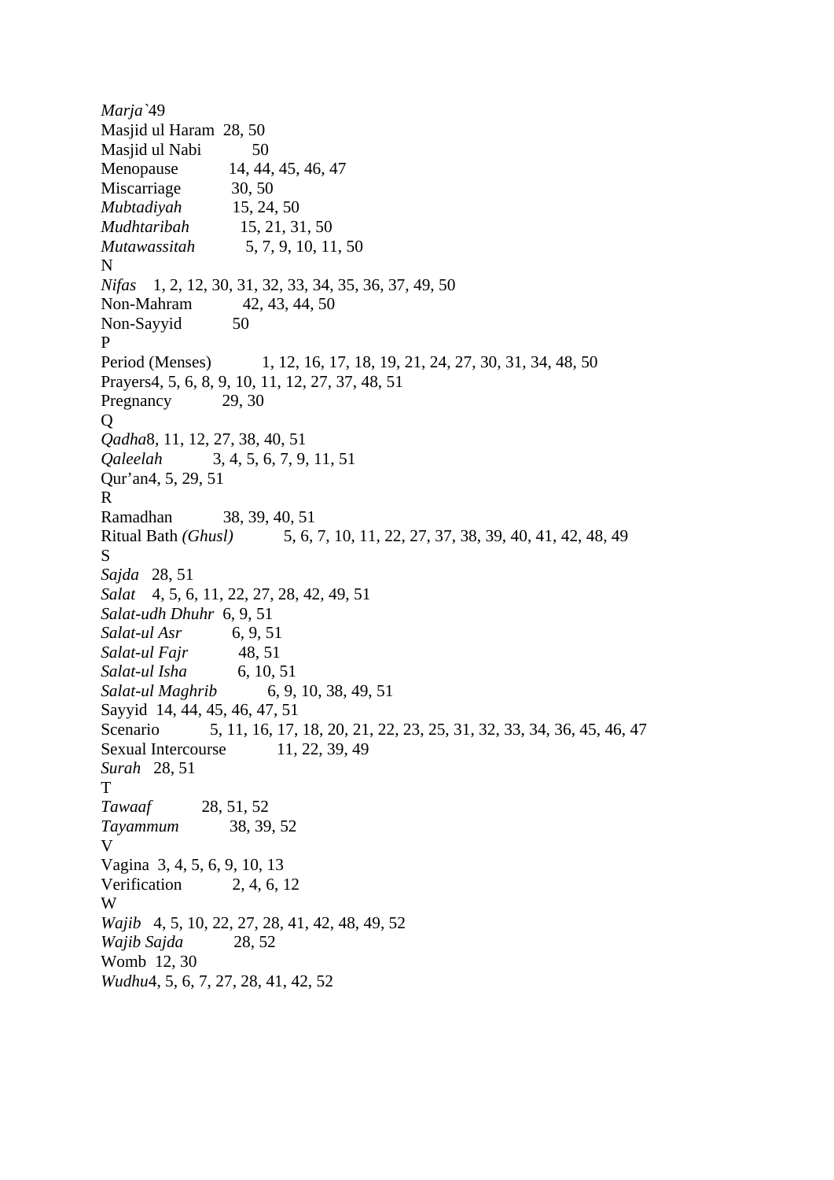*Marja`*49
Masjid ul Haram 28, 50
Masjid ul Nabi 50
Menopause 14, 44, 45, 46, 47
Miscarriage 30, 50
*Mubtadiyah* 15, 24, 50
*Mudhtaribah* 15, 21, 31, 50
*Mutawassitah* 5, 7, 9, 10, 11, 50
N
*Nifas* 1, 2, 12, 30, 31, 32, 33, 34, 35, 36, 37, 49, 50
Non-Mahram 42, 43, 44, 50
Non-Sayyid 50
P
Period (Menses) 1, 12, 16, 17, 18, 19, 21, 24, 27, 30, 31, 34, 48, 50
Prayers4, 5, 6, 8, 9, 10, 11, 12, 27, 37, 48, 51
Pregnancy 29, 30
Q
*Qadha*8, 11, 12, 27, 38, 40, 51
*Qaleelah* 3, 4, 5, 6, 7, 9, 11, 51
Qur'an4, 5, 29, 51
R
Ramadhan 38, 39, 40, 51
Ritual Bath *(Ghusl)* 5, 6, 7, 10, 11, 22, 27, 37, 38, 39, 40, 41, 42, 48, 49
S
*Sajda* 28, 51
*Salat* 4, 5, 6, 11, 22, 27, 28, 42, 49, 51
*Salat-udh Dhuhr* 6, 9, 51
*Salat-ul Asr* 6, 9, 51
*Salat-ul Fajr* 48, 51
*Salat-ul Isha* 6, 10, 51
*Salat-ul Maghrib* 6, 9, 10, 38, 49, 51
Sayyid 14, 44, 45, 46, 47, 51
Scenario 5, 11, 16, 17, 18, 20, 21, 22, 23, 25, 31, 32, 33, 34, 36, 45, 46, 47
Sexual Intercourse 11, 22, 39, 49
*Surah* 28, 51
T
*Tawaaf* 28, 51, 52
*Tayammum* 38, 39, 52
V
Vagina 3, 4, 5, 6, 9, 10, 13
Verification 2, 4, 6, 12
W
*Wajib* 4, 5, 10, 22, 27, 28, 41, 42, 48, 49, 52
*Wajib Sajda* 28, 52
Womb 12, 30
*Wudhu*4, 5, 6, 7, 27, 28, 41, 42, 52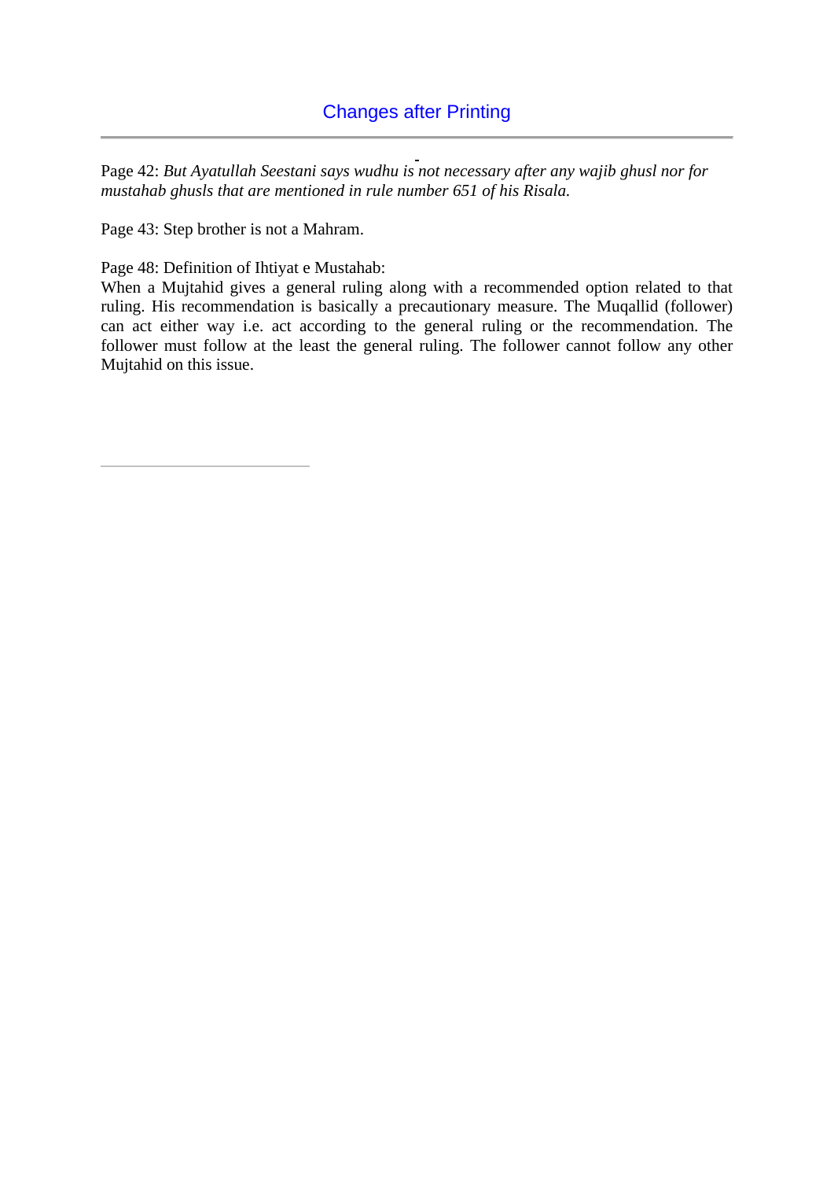# Changes after Printing

Page 42: *But Ayatullah Seestani says wudhu is not necessary after any wajib ghusl nor for mustahab ghusls that are mentioned in rule number 651 of his Risala.*

Page 43: Step brother is not a Mahram.

Page 48: Definition of Ihtiyat e Mustahab:
When a Mujtahid gives a general ruling along with a recommended option related to that ruling. His recommendation is basically a precautionary measure. The Muqallid (follower) can act either way i.e. act according to the general ruling or the recommendation. The follower must follow at the least the general ruling. The follower cannot follow any other Mujtahid on this issue.